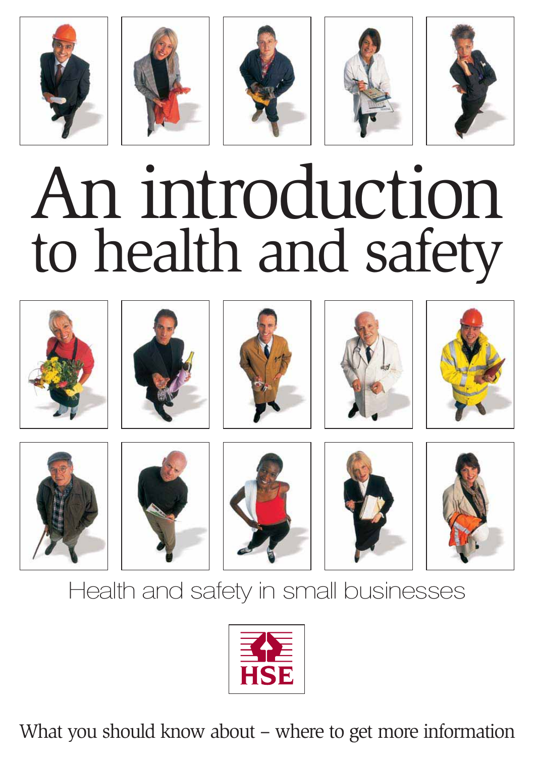# An introduction to health and safety

Health and safety in small businesses

HSE

What you should know about – where to get more information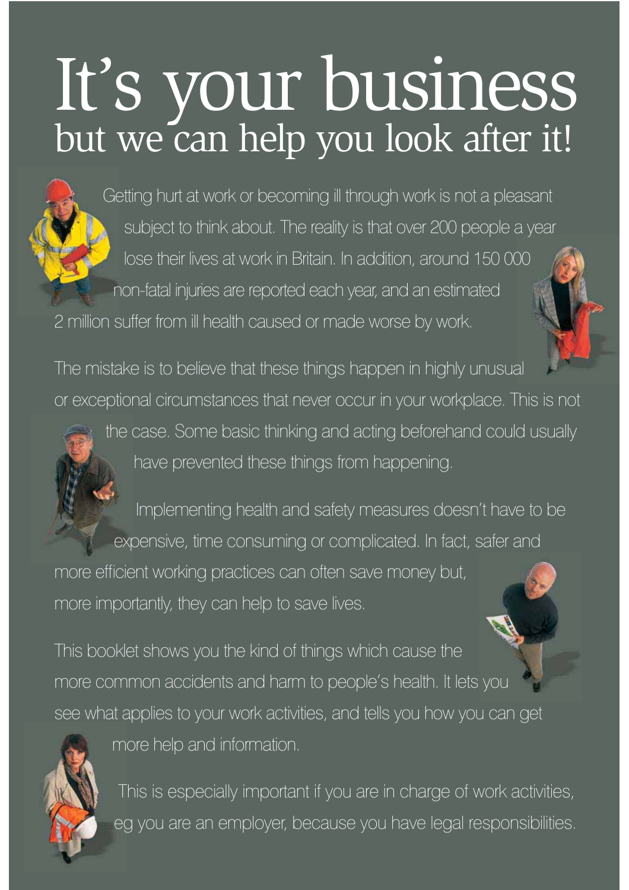# It's your business
## but we can help you look after it!

Getting hurt at work or becoming ill through work is not a pleasant subject to think about. The reality is that over 200 people a year lose their lives at work in Britain. In addition, around 150 000 non-fatal injuries are reported each year, and an estimated 2 million suffer from ill health caused or made worse by work.

The mistake is to believe that these things happen in highly unusual or exceptional circumstances that never occur in your workplace. This is not the case. Some basic thinking and acting beforehand could usually have prevented these things from happening.

Implementing health and safety measures doesn't have to be expensive, time consuming or complicated. In fact, safer and more efficient working practices can often save money but, more importantly, they can help to save lives.

This booklet shows you the kind of things which cause the more common accidents and harm to people's health. It lets you see what applies to your work activities, and tells you how you can get more help and information.

This is especially important if you are in charge of work activities, eg you are an employer, because you have legal responsibilities.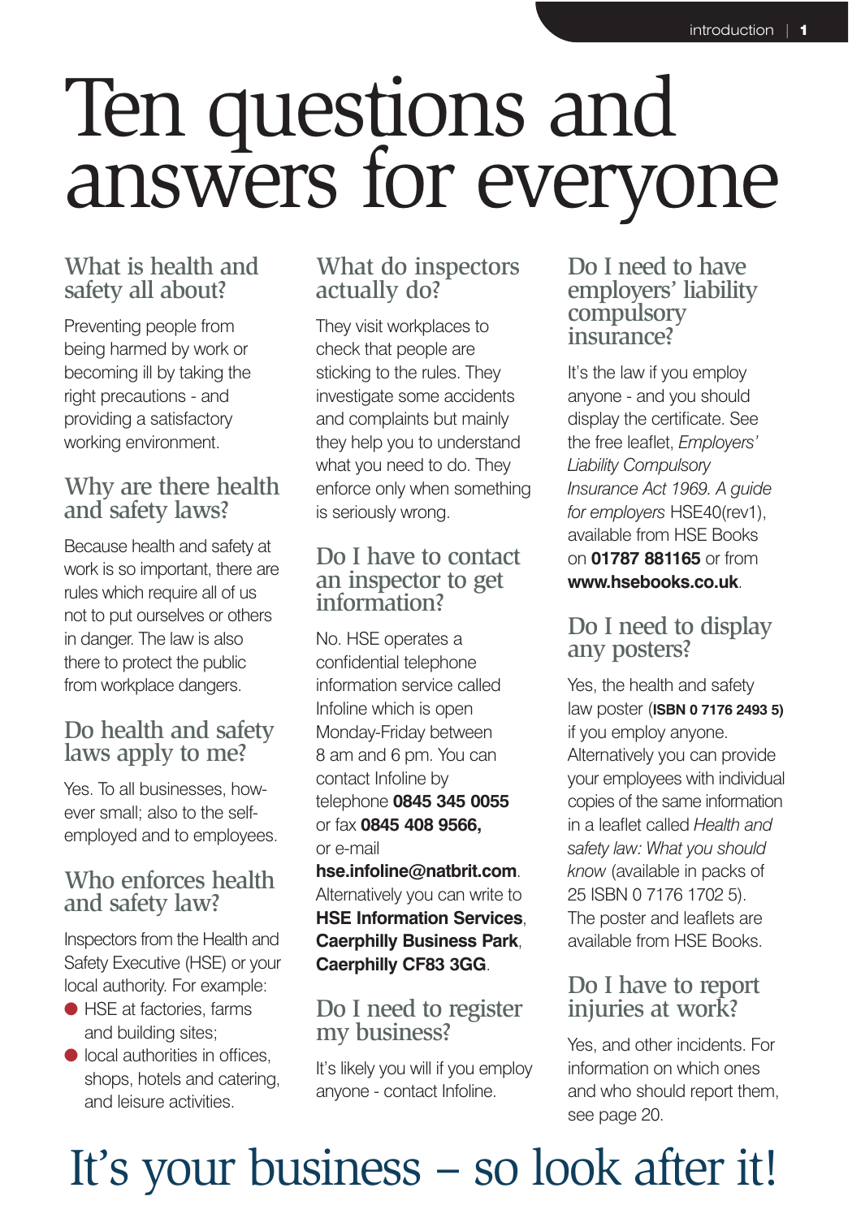# Ten questions and answers for everyone

## What is health and safety all about?

Preventing people from being harmed by work or becoming ill by taking the right precautions - and providing a satisfactory working environment.

## Why are there health and safety laws?

Because health and safety at work is so important, there are rules which require all of us not to put ourselves or others in danger. The law is also there to protect the public from workplace dangers.

## Do health and safety laws apply to me?

Yes. To all businesses, however small; also to the self-employed and to employees.

## Who enforces health and safety law?

Inspectors from the Health and Safety Executive (HSE) or your local authority. For example:

- HSE at factories, farms and building sites;
- local authorities in offices, shops, hotels and catering, and leisure activities.

## What do inspectors actually do?

They visit workplaces to check that people are sticking to the rules. They investigate some accidents and complaints but mainly they help you to understand what you need to do. They enforce only when something is seriously wrong.

## Do I have to contact an inspector to get information?

No. HSE operates a confidential telephone information service called Infoline which is open Monday-Friday between 8 am and 6 pm. You can contact Infoline by telephone **0845 345 0055** or fax **0845 408 9566,** or e-mail **hse.infoline@natbrit.com**. Alternatively you can write to **HSE Information Services**, **Caerphilly Business Park**, **Caerphilly CF83 3GG**.

## Do I need to register my business?

It's likely you will if you employ anyone - contact Infoline.

## Do I need to have employers' liability compulsory insurance?

It's the law if you employ anyone - and you should display the certificate. See the free leaflet, *Employers' Liability Compulsory Insurance Act 1969. A guide for employers* HSE40(rev1), available from HSE Books on **01787 881165** or from **www.hsebooks.co.uk**.

## Do I need to display any posters?

Yes, the health and safety law poster (**ISBN 0 7176 2493 5)** if you employ anyone. Alternatively you can provide your employees with individual copies of the same information in a leaflet called *Health and safety law: What you should know* (available in packs of 25 ISBN 0 7176 1702 5). The poster and leaflets are available from HSE Books.

## Do I have to report injuries at work?

Yes, and other incidents. For information on which ones and who should report them, see page 20.

## It's your business – so look after it!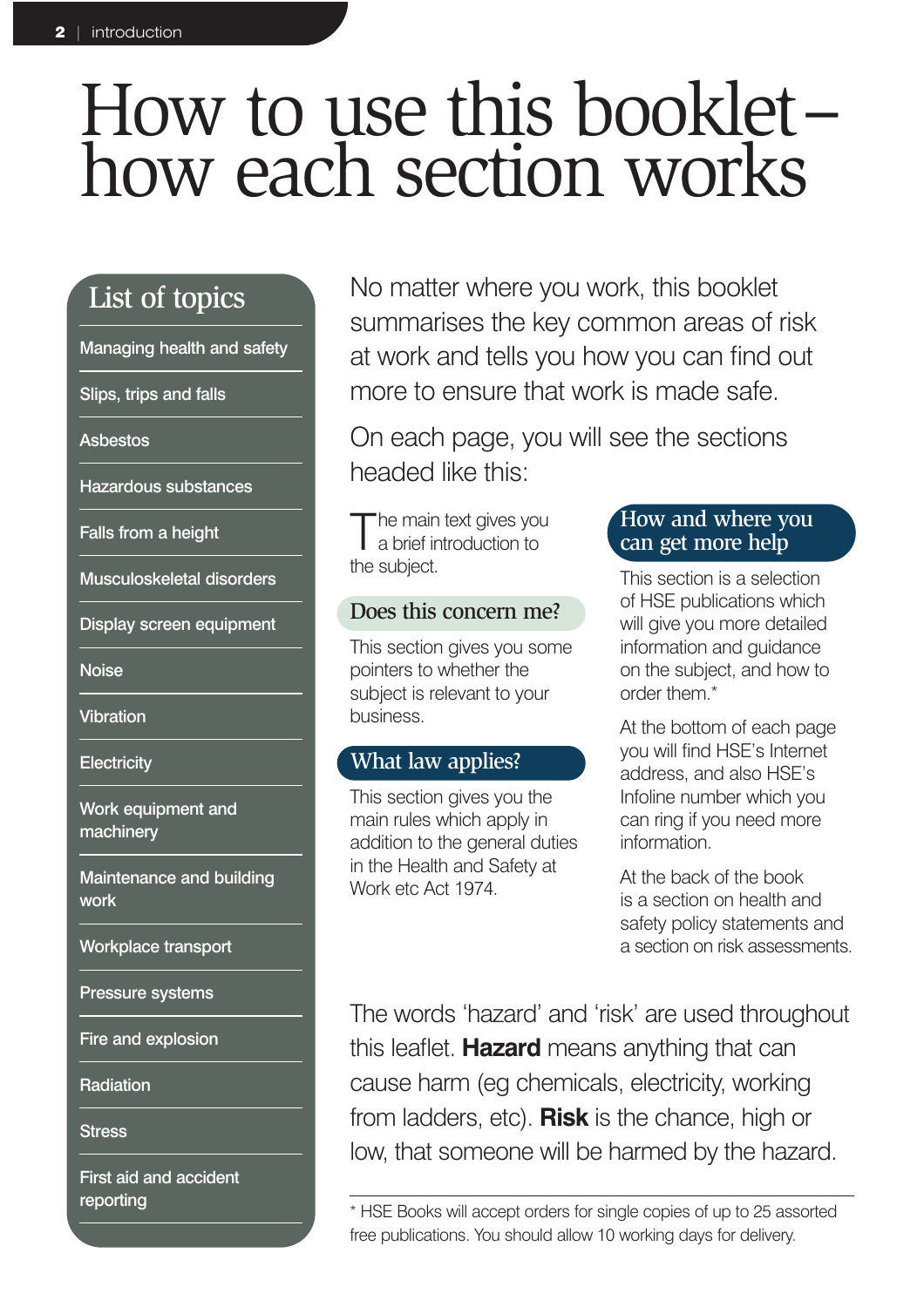# How to use this booklet – how each section works

## List of topics

- Managing health and safety
- Slips, trips and falls
- Asbestos
- Hazardous substances
- Falls from a height
- Musculoskeletal disorders
- Display screen equipment
- Noise
- Vibration
- Electricity
- Work equipment and machinery
- Maintenance and building work
- Workplace transport
- Pressure systems
- Fire and explosion
- Radiation
- Stress
- First aid and accident reporting

No matter where you work, this booklet summarises the key common areas of risk at work and tells you how you can find out more to ensure that work is made safe.

On each page, you will see the sections headed like this:

The main text gives you a brief introduction to the subject.

### Does this concern me?

This section gives you some pointers to whether the subject is relevant to your business.

### What law applies?

This section gives you the main rules which apply in addition to the general duties in the Health and Safety at Work etc Act 1974.

### How and where you can get more help

This section is a selection of HSE publications which will give you more detailed information and guidance on the subject, and how to order them.*

At the bottom of each page you will find HSE's Internet address, and also HSE's Infoline number which you can ring if you need more information.

At the back of the book is a section on health and safety policy statements and a section on risk assessments.

The words 'hazard' and 'risk' are used throughout this leaflet. **Hazard** means anything that can cause harm (eg chemicals, electricity, working from ladders, etc). **Risk** is the chance, high or low, that someone will be harmed by the hazard.

* HSE Books will accept orders for single copies of up to 25 assorted free publications. You should allow 10 working days for delivery.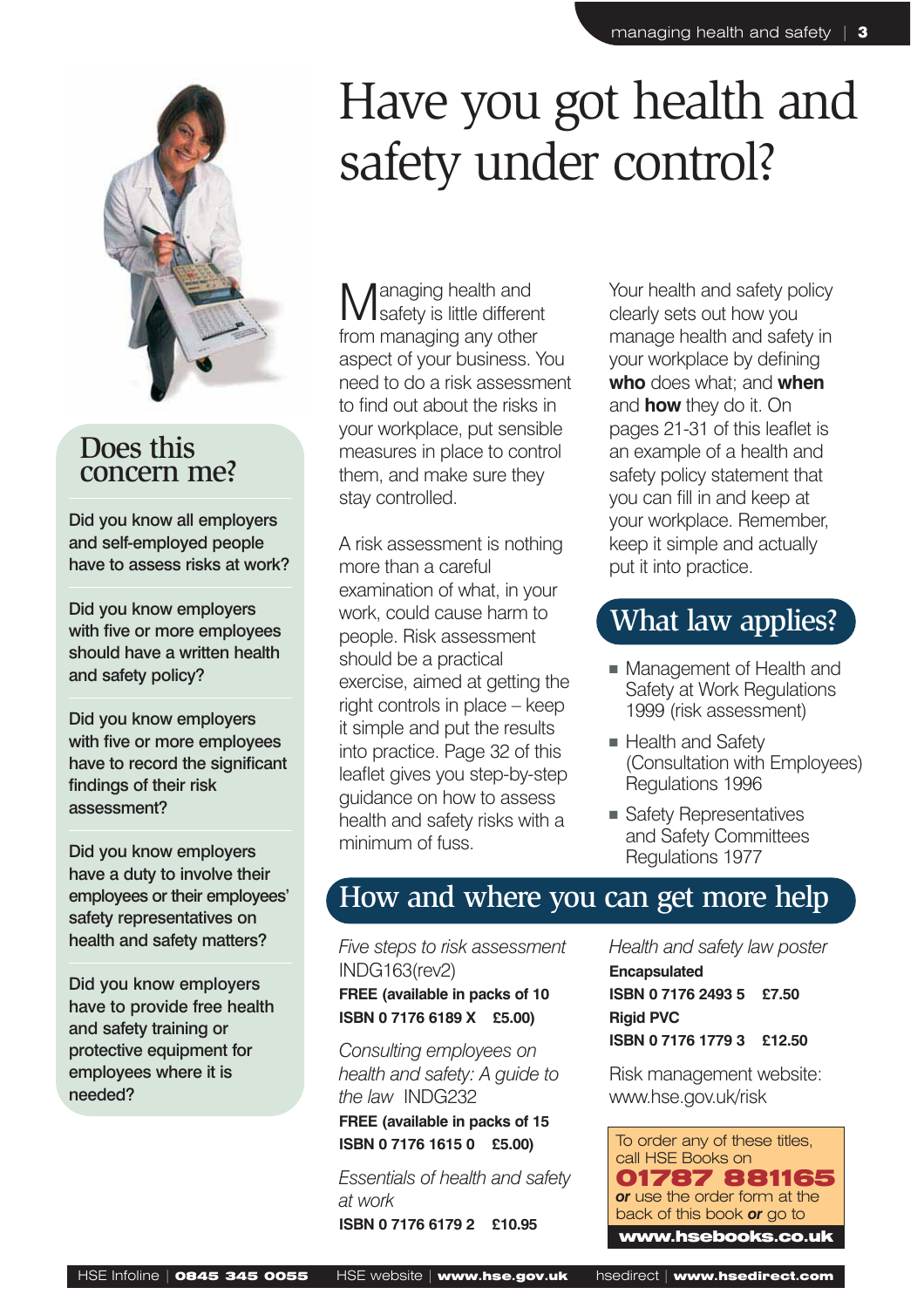# Have you got health and safety under control?

## Does this concern me?

**Did you know all employers and self-employed people have to assess risks at work?**

**Did you know employers with five or more employees should have a written health and safety policy?**

**Did you know employers with five or more employees have to record the significant findings of their risk assessment?**

**Did you know employers have a duty to involve their employees or their employees' safety representatives on health and safety matters?**

**Did you know employers have to provide free health and safety training or protective equipment for employees where it is needed?**

Managing health and safety is little different from managing any other aspect of your business. You need to do a risk assessment to find out about the risks in your workplace, put sensible measures in place to control them, and make sure they stay controlled.

A risk assessment is nothing more than a careful examination of what, in your work, could cause harm to people. Risk assessment should be a practical exercise, aimed at getting the right controls in place – keep it simple and put the results into practice. Page 32 of this leaflet gives you step-by-step guidance on how to assess health and safety risks with a minimum of fuss.

Your health and safety policy clearly sets out how you manage health and safety in your workplace by defining **who** does what; and **when** and **how** they do it. On pages 21-31 of this leaflet is an example of a health and safety policy statement that you can fill in and keep at your workplace. Remember, keep it simple and actually put it into practice.

## What law applies?

- Management of Health and Safety at Work Regulations 1999 (risk assessment)
- Health and Safety (Consultation with Employees) Regulations 1996
- Safety Representatives and Safety Committees Regulations 1977

## How and where you can get more help

*Five steps to risk assessment* INDG163(rev2)
**FREE (available in packs of 10**
**ISBN 0 7176 6189 X £5.00)**

*Consulting employees on health and safety: A guide to the law* INDG232
**FREE (available in packs of 15**
**ISBN 0 7176 1615 0 £5.00)**

*Essentials of health and safety at work*
**ISBN 0 7176 6179 2 £10.95**

*Health and safety law poster*
**Encapsulated**
**ISBN 0 7176 2493 5 £7.50**
**Rigid PVC**
**ISBN 0 7176 1779 3 £12.50**

Risk management website: www.hse.gov.uk/risk

To order any of these titles, call HSE Books on **01787 881165** ***or*** use the order form at the back of this book ***or*** go to **www.hsebooks.co.uk**

HSE Infoline | **0845 345 0055** HSE website | **www.hse.gov.uk** hsedirect | **www.hsedirect.com**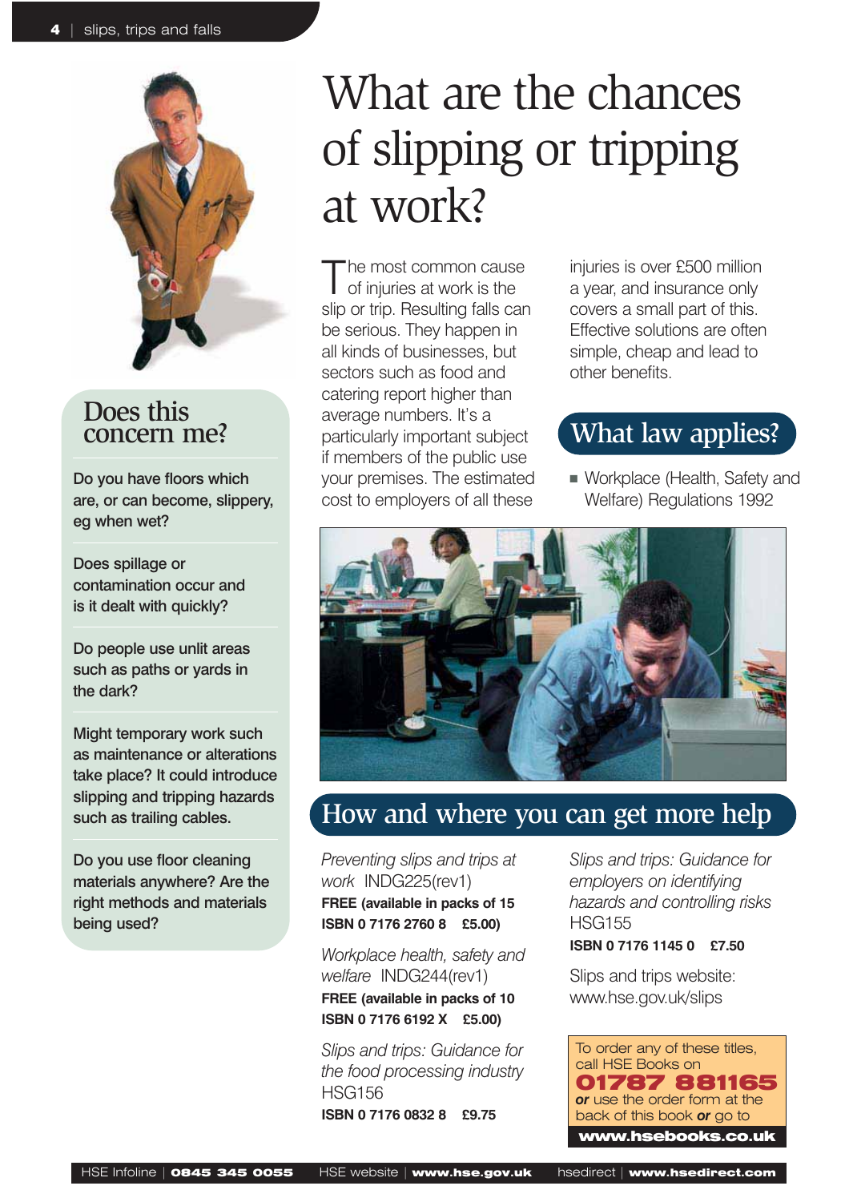# What are the chances of slipping or tripping at work?

The most common cause of injuries at work is the slip or trip. Resulting falls can be serious. They happen in all kinds of businesses, but sectors such as food and catering report higher than average numbers. It's a particularly important subject if members of the public use your premises. The estimated cost to employers of all these injuries is over £500 million a year, and insurance only covers a small part of this. Effective solutions are often simple, cheap and lead to other benefits.

## What law applies?

- Workplace (Health, Safety and Welfare) Regulations 1992

## Does this concern me?

Do you have floors which are, or can become, slippery, eg when wet?

Does spillage or contamination occur and is it dealt with quickly?

Do people use unlit areas such as paths or yards in the dark?

Might temporary work such as maintenance or alterations take place? It could introduce slipping and tripping hazards such as trailing cables.

Do you use floor cleaning materials anywhere? Are the right methods and materials being used?

## How and where you can get more help

*Preventing slips and trips at work* INDG225(rev1)
**FREE (available in packs of 15**
**ISBN 0 7176 2760 8 £5.00)**

*Workplace health, safety and welfare* INDG244(rev1)
**FREE (available in packs of 10**
**ISBN 0 7176 6192 X £5.00)**

*Slips and trips: Guidance for the food processing industry* HSG156
**ISBN 0 7176 0832 8 £9.75**

*Slips and trips: Guidance for employers on identifying hazards and controlling risks* HSG155
**ISBN 0 7176 1145 0 £7.50**

Slips and trips website:
www.hse.gov.uk/slips

To order any of these titles, call HSE Books on
**01787 881165**
***or*** use the order form at the back of this book ***or*** go to
**www.hsebooks.co.uk**

HSE Infoline | **0845 345 0055** HSE website | **www.hse.gov.uk** hsedirect | **www.hsedirect.com**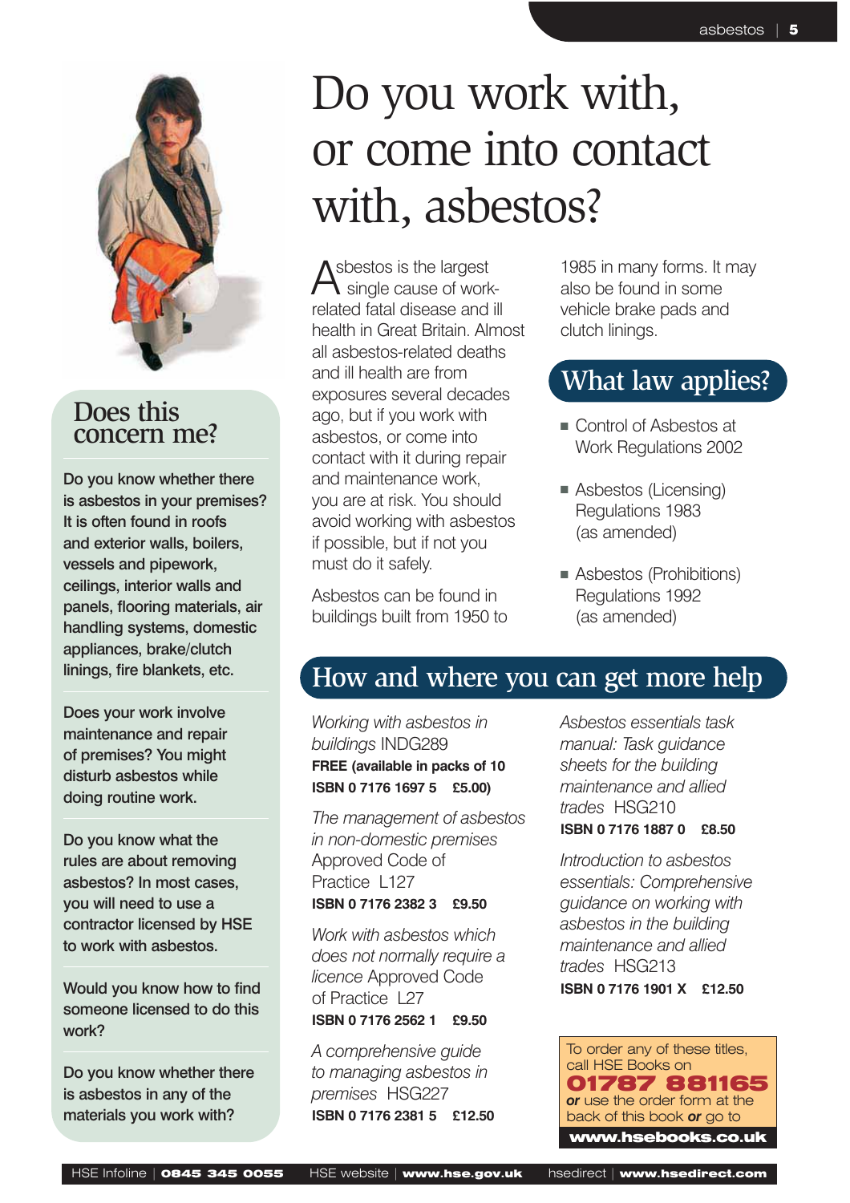# Do you work with, or come into contact with, asbestos?

## Does this concern me?

Do you know whether there is asbestos in your premises? It is often found in roofs and exterior walls, boilers, vessels and pipework, ceilings, interior walls and panels, flooring materials, air handling systems, domestic appliances, brake/clutch linings, fire blankets, etc.

Does your work involve maintenance and repair of premises? You might disturb asbestos while doing routine work.

Do you know what the rules are about removing asbestos? In most cases, you will need to use a contractor licensed by HSE to work with asbestos.

Would you know how to find someone licensed to do this work?

Do you know whether there is asbestos in any of the materials you work with?

Asbestos is the largest single cause of work-related fatal disease and ill health in Great Britain. Almost all asbestos-related deaths and ill health are from exposures several decades ago, but if you work with asbestos, or come into contact with it during repair and maintenance work, you are at risk. You should avoid working with asbestos if possible, but if not you must do it safely.

Asbestos can be found in buildings built from 1950 to 1985 in many forms. It may also be found in some vehicle brake pads and clutch linings.

## What law applies?

- Control of Asbestos at Work Regulations 2002
- Asbestos (Licensing) Regulations 1983 (as amended)
- Asbestos (Prohibitions) Regulations 1992 (as amended)

## How and where you can get more help

*Working with asbestos in buildings* INDG289
**FREE (available in packs of 10 ISBN 0 7176 1697 5 £5.00)**

*The management of asbestos in non-domestic premises* Approved Code of Practice L127
**ISBN 0 7176 2382 3 £9.50**

*Work with asbestos which does not normally require a licence* Approved Code of Practice L27
**ISBN 0 7176 2562 1 £9.50**

*A comprehensive guide to managing asbestos in premises* HSG227
**ISBN 0 7176 2381 5 £12.50**

*Asbestos essentials task manual: Task guidance sheets for the building maintenance and allied trades* HSG210
**ISBN 0 7176 1887 0 £8.50**

*Introduction to asbestos essentials: Comprehensive guidance on working with asbestos in the building maintenance and allied trades* HSG213
**ISBN 0 7176 1901 X £12.50**

To order any of these titles, call HSE Books on **01787 881165** ***or*** use the order form at the back of this book ***or*** go to **www.hsebooks.co.uk**

HSE Infoline | **0845 345 0055** HSE website | **www.hse.gov.uk** hsedirect | **www.hsedirect.com**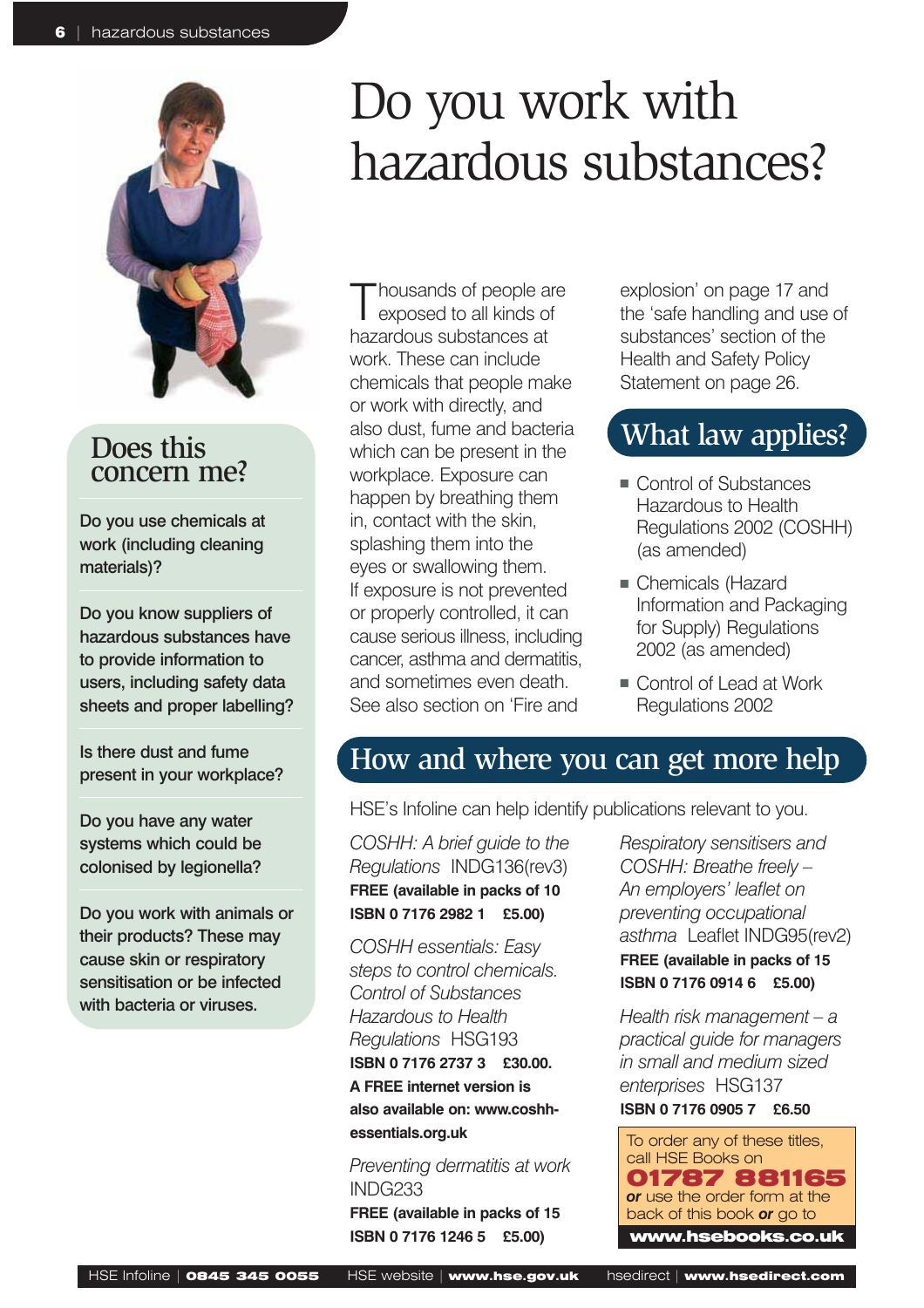# Do you work with hazardous substances?

## Does this concern me?

**Do you use chemicals at work (including cleaning materials)?**

**Do you know suppliers of hazardous substances have to provide information to users, including safety data sheets and proper labelling?**

**Is there dust and fume present in your workplace?**

**Do you have any water systems which could be colonised by legionella?**

**Do you work with animals or their products? These may cause skin or respiratory sensitisation or be infected with bacteria or viruses.**

Thousands of people are exposed to all kinds of hazardous substances at work. These can include chemicals that people make or work with directly, and also dust, fume and bacteria which can be present in the workplace. Exposure can happen by breathing them in, contact with the skin, splashing them into the eyes or swallowing them. If exposure is not prevented or properly controlled, it can cause serious illness, including cancer, asthma and dermatitis, and sometimes even death. See also section on 'Fire and explosion' on page 17 and the 'safe handling and use of substances' section of the Health and Safety Policy Statement on page 26.

## What law applies?

- Control of Substances Hazardous to Health Regulations 2002 (COSHH) (as amended)
- Chemicals (Hazard Information and Packaging for Supply) Regulations 2002 (as amended)
- Control of Lead at Work Regulations 2002

## How and where you can get more help

HSE's Infoline can help identify publications relevant to you.

*COSHH: A brief guide to the Regulations* INDG136(rev3)
**FREE (available in packs of 10**
**ISBN 0 7176 2982 1 £5.00)**

*COSHH essentials: Easy steps to control chemicals. Control of Substances Hazardous to Health Regulations* HSG193
**ISBN 0 7176 2737 3 £30.00.**
**A FREE internet version is also available on: www.coshh-essentials.org.uk**

*Preventing dermatitis at work* INDG233
**FREE (available in packs of 15**
**ISBN 0 7176 1246 5 £5.00)**

*Respiratory sensitisers and COSHH: Breathe freely – An employers' leaflet on preventing occupational asthma* Leaflet INDG95(rev2)
**FREE (available in packs of 15**
**ISBN 0 7176 0914 6 £5.00)**

*Health risk management – a practical guide for managers in small and medium sized enterprises* HSG137
**ISBN 0 7176 0905 7 £6.50**

To order any of these titles, call HSE Books on **01787 881165** ***or*** use the order form at the back of this book ***or*** go to **www.hsebooks.co.uk**

HSE Infoline | **0845 345 0055** HSE website | **www.hse.gov.uk** hsedirect | **www.hsedirect.com**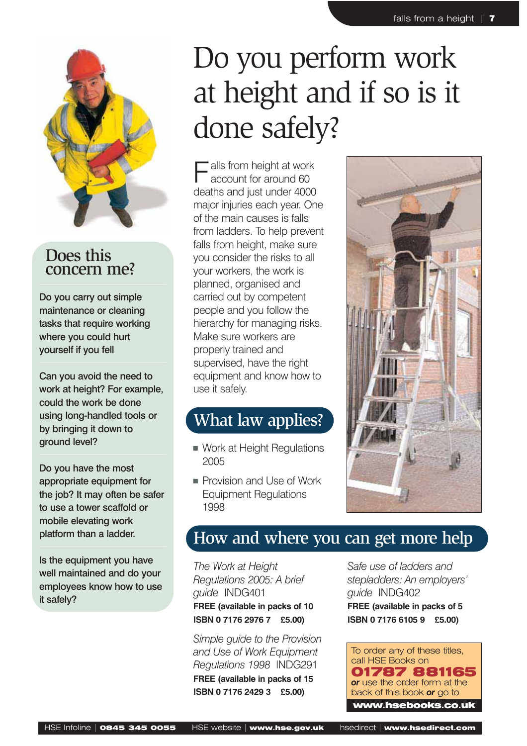# Do you perform work at height and if so is it done safely?

## Does this concern me?

Do you carry out simple maintenance or cleaning tasks that require working where you could hurt yourself if you fell

Can you avoid the need to work at height? For example, could the work be done using long-handled tools or by bringing it down to ground level?

Do you have the most appropriate equipment for the job? It may often be safer to use a tower scaffold or mobile elevating work platform than a ladder.

Is the equipment you have well maintained and do your employees know how to use it safely?

Falls from height at work account for around 60 deaths and just under 4000 major injuries each year. One of the main causes is falls from ladders. To help prevent falls from height, make sure you consider the risks to all your workers, the work is planned, organised and carried out by competent people and you follow the hierarchy for managing risks. Make sure workers are properly trained and supervised, have the right equipment and know how to use it safely.

## What law applies?

- Work at Height Regulations 2005
- Provision and Use of Work Equipment Regulations 1998

## How and where you can get more help

*The Work at Height Regulations 2005: A brief guide* INDG401
**FREE (available in packs of 10**
**ISBN 0 7176 2976 7 £5.00)**

*Simple guide to the Provision and Use of Work Equipment Regulations 1998* INDG291
**FREE (available in packs of 15**
**ISBN 0 7176 2429 3 £5.00)**

*Safe use of ladders and stepladders: An employers' guide* INDG402
**FREE (available in packs of 5**
**ISBN 0 7176 6105 9 £5.00)**

To order any of these titles, call HSE Books on **01787 881165** ***or*** use the order form at the back of this book ***or*** go to **www.hsebooks.co.uk**

HSE Infoline | **0845 345 0055** HSE website | **www.hse.gov.uk** hsedirect | **www.hsedirect.com**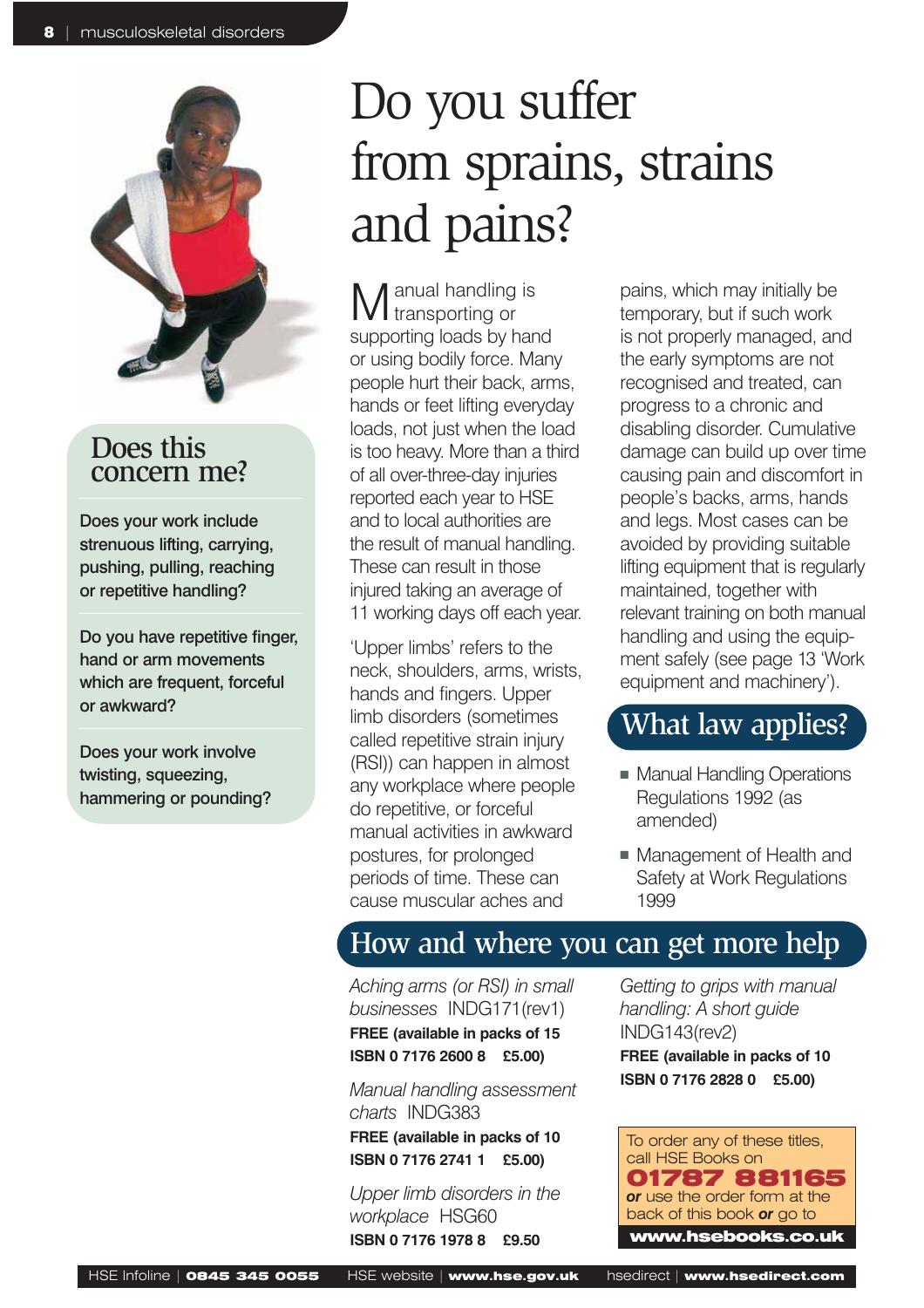# Do you suffer from sprains, strains and pains?

## Does this concern me?

Does your work include strenuous lifting, carrying, pushing, pulling, reaching or repetitive handling?

Do you have repetitive finger, hand or arm movements which are frequent, forceful or awkward?

Does your work involve twisting, squeezing, hammering or pounding?

Manual handling is transporting or supporting loads by hand or using bodily force. Many people hurt their back, arms, hands or feet lifting everyday loads, not just when the load is too heavy. More than a third of all over-three-day injuries reported each year to HSE and to local authorities are the result of manual handling. These can result in those injured taking an average of 11 working days off each year.

'Upper limbs' refers to the neck, shoulders, arms, wrists, hands and fingers. Upper limb disorders (sometimes called repetitive strain injury (RSI)) can happen in almost any workplace where people do repetitive, or forceful manual activities in awkward postures, for prolonged periods of time. These can cause muscular aches and pains, which may initially be temporary, but if such work is not properly managed, and the early symptoms are not recognised and treated, can progress to a chronic and disabling disorder. Cumulative damage can build up over time causing pain and discomfort in people's backs, arms, hands and legs. Most cases can be avoided by providing suitable lifting equipment that is regularly maintained, together with relevant training on both manual handling and using the equipment safely (see page 13 'Work equipment and machinery').

## What law applies?

- Manual Handling Operations Regulations 1992 (as amended)
- Management of Health and Safety at Work Regulations 1999

## How and where you can get more help

*Aching arms (or RSI) in small businesses* INDG171(rev1)
**FREE (available in packs of 15**
**ISBN 0 7176 2600 8 £5.00)**

*Manual handling assessment charts* INDG383
**FREE (available in packs of 10**
**ISBN 0 7176 2741 1 £5.00)**

*Upper limb disorders in the workplace* HSG60
**ISBN 0 7176 1978 8 £9.50**

*Getting to grips with manual handling: A short guide* INDG143(rev2)
**FREE (available in packs of 10**
**ISBN 0 7176 2828 0 £5.00)**

To order any of these titles, call HSE Books on **01787 881165** ***or*** use the order form at the back of this book ***or*** go to **www.hsebooks.co.uk**

HSE Infoline | **0845 345 0055** HSE website | **www.hse.gov.uk** hsedirect | **www.hsedirect.com**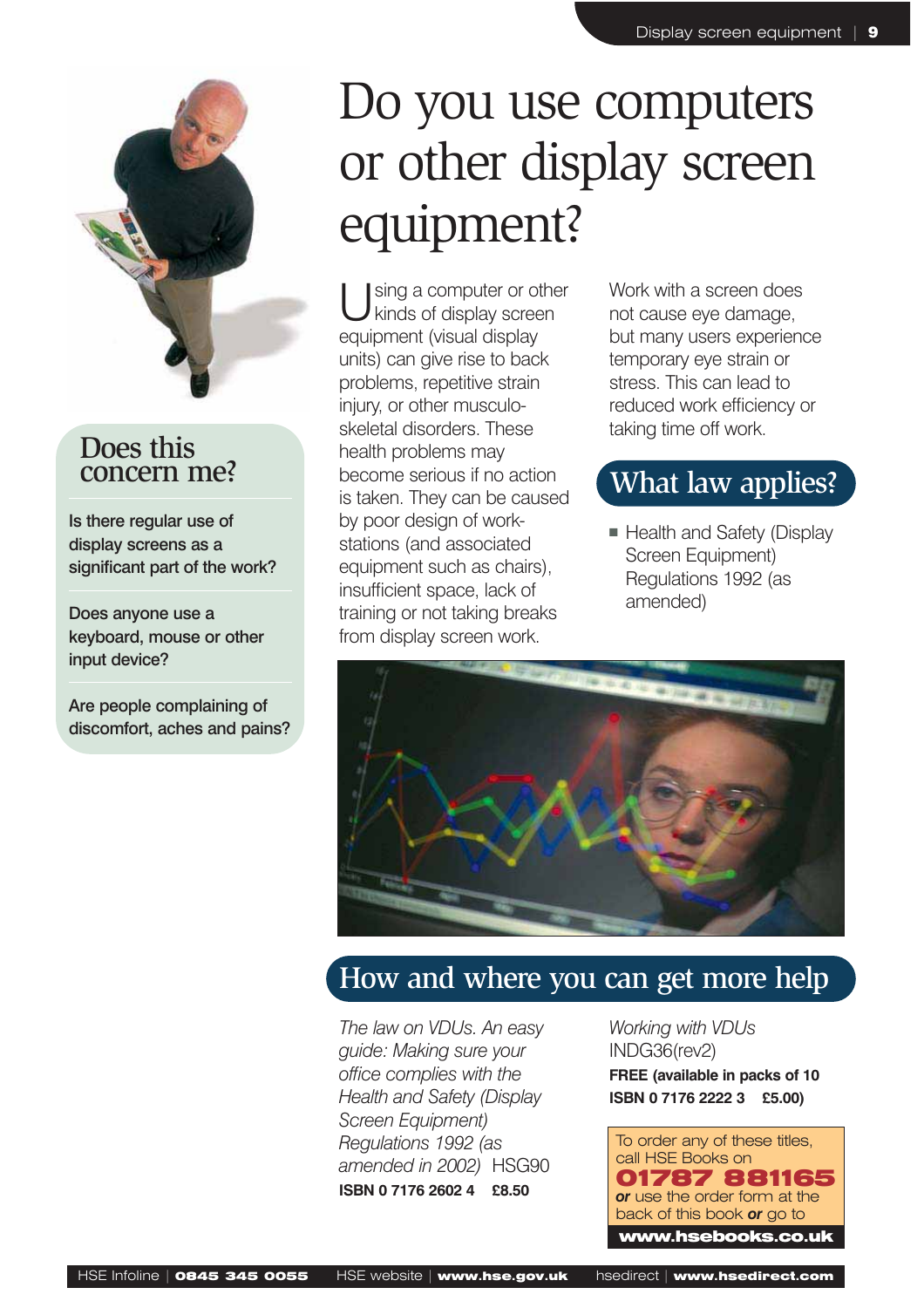# Do you use computers or other display screen equipment?

## Does this concern me?

Is there regular use of display screens as a significant part of the work?

Does anyone use a keyboard, mouse or other input device?

Are people complaining of discomfort, aches and pains?

Using a computer or other kinds of display screen equipment (visual display units) can give rise to back problems, repetitive strain injury, or other musculo-skeletal disorders. These health problems may become serious if no action is taken. They can be caused by poor design of work-stations (and associated equipment such as chairs), insufficient space, lack of training or not taking breaks from display screen work.

Work with a screen does not cause eye damage, but many users experience temporary eye strain or stress. This can lead to reduced work efficiency or taking time off work.

## What law applies?

- Health and Safety (Display Screen Equipment) Regulations 1992 (as amended)

## How and where you can get more help

*The law on VDUs. An easy guide: Making sure your office complies with the Health and Safety (Display Screen Equipment) Regulations 1992 (as amended in 2002)* HSG90
**ISBN 0 7176 2602 4 £8.50**

*Working with VDUs*
INDG36(rev2)
**FREE (available in packs of 10 ISBN 0 7176 2222 3 £5.00)**

To order any of these titles, call HSE Books on **01787 881165** ***or*** use the order form at the back of this book ***or*** go to **www.hsebooks.co.uk**

HSE Infoline | **0845 345 0055** HSE website | **www.hse.gov.uk** hsedirect | **www.hsedirect.com**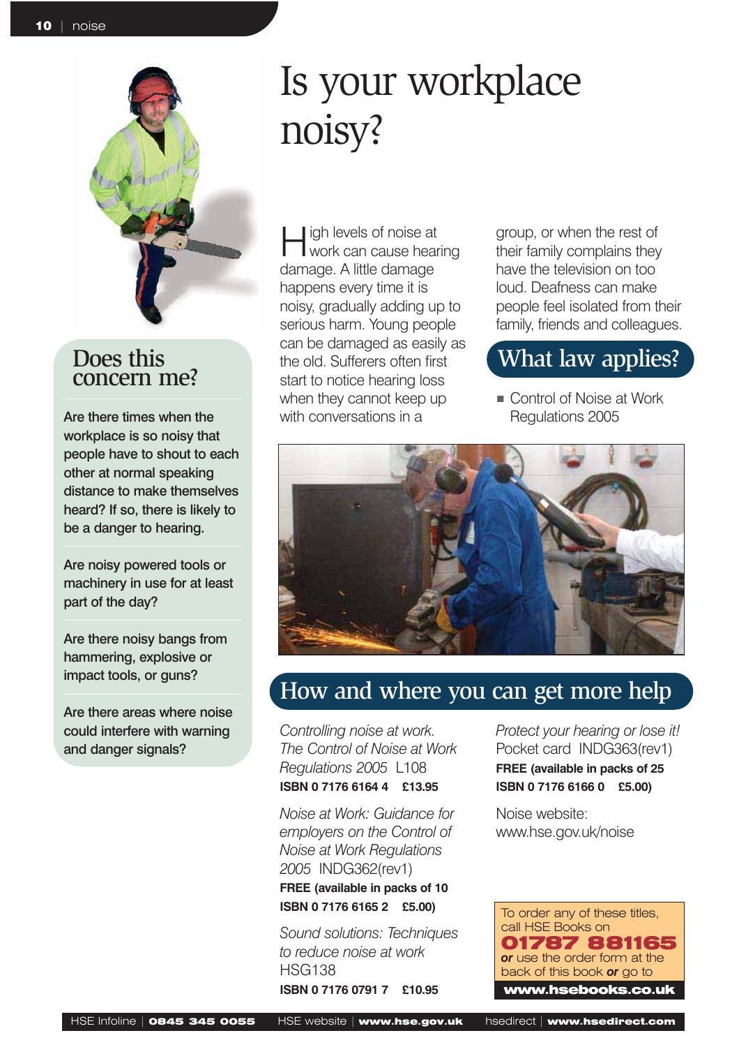# Is your workplace noisy?

High levels of noise at work can cause hearing damage. A little damage happens every time it is noisy, gradually adding up to serious harm. Young people can be damaged as easily as the old. Sufferers often first start to notice hearing loss when they cannot keep up with conversations in a group, or when the rest of their family complains they have the television on too loud. Deafness can make people feel isolated from their family, friends and colleagues.

## Does this concern me?

Are there times when the workplace is so noisy that people have to shout to each other at normal speaking distance to make themselves heard? If so, there is likely to be a danger to hearing.

Are noisy powered tools or machinery in use for at least part of the day?

Are there noisy bangs from hammering, explosive or impact tools, or guns?

Are there areas where noise could interfere with warning and danger signals?

## What law applies?

- Control of Noise at Work Regulations 2005

## How and where you can get more help

*Controlling noise at work. The Control of Noise at Work Regulations 2005* L108
**ISBN 0 7176 6164 4 £13.95**

*Noise at Work: Guidance for employers on the Control of Noise at Work Regulations 2005* INDG362(rev1)
**FREE (available in packs of 10**
**ISBN 0 7176 6165 2 £5.00)**

*Sound solutions: Techniques to reduce noise at work* HSG138
**ISBN 0 7176 0791 7 £10.95**

*Protect your hearing or lose it!* Pocket card INDG363(rev1)
**FREE (available in packs of 25**
**ISBN 0 7176 6166 0 £5.00)**

Noise website:
www.hse.gov.uk/noise

To order any of these titles, call HSE Books on
**01787 881165**
***or*** use the order form at the back of this book ***or*** go to
**www.hsebooks.co.uk**

HSE Infoline | **0845 345 0055** HSE website | **www.hse.gov.uk** hsedirect | **www.hsedirect.com**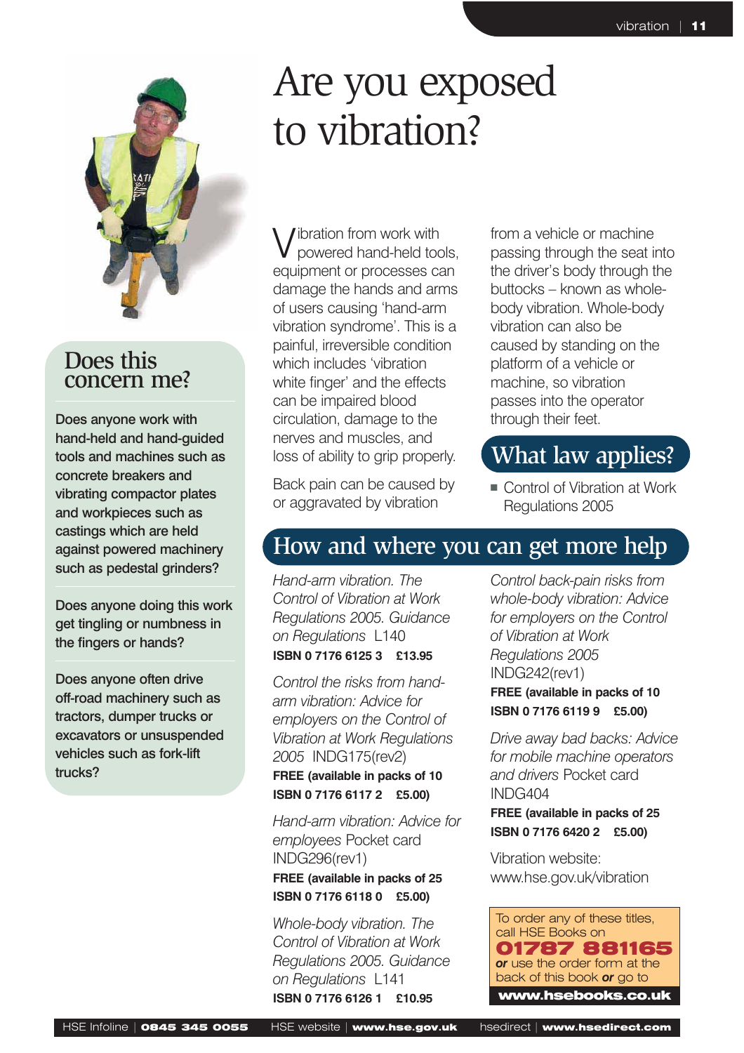# Are you exposed to vibration?

## Does this concern me?

Does anyone work with hand-held and hand-guided tools and machines such as concrete breakers and vibrating compactor plates and workpieces such as castings which are held against powered machinery such as pedestal grinders?

Does anyone doing this work get tingling or numbness in the fingers or hands?

Does anyone often drive off-road machinery such as tractors, dumper trucks or excavators or unsuspended vehicles such as fork-lift trucks?

Vibration from work with powered hand-held tools, equipment or processes can damage the hands and arms of users causing 'hand-arm vibration syndrome'. This is a painful, irreversible condition which includes 'vibration white finger' and the effects can be impaired blood circulation, damage to the nerves and muscles, and loss of ability to grip properly.

Back pain can be caused by or aggravated by vibration from a vehicle or machine passing through the seat into the driver's body through the buttocks – known as whole-body vibration. Whole-body vibration can also be caused by standing on the platform of a vehicle or machine, so vibration passes into the operator through their feet.

## What law applies?

- Control of Vibration at Work Regulations 2005

## How and where you can get more help

*Hand-arm vibration. The Control of Vibration at Work Regulations 2005. Guidance on Regulations* L140
**ISBN 0 7176 6125 3 £13.95**

*Control the risks from hand-arm vibration: Advice for employers on the Control of Vibration at Work Regulations 2005* INDG175(rev2)
**FREE (available in packs of 10 ISBN 0 7176 6117 2 £5.00)**

*Hand-arm vibration: Advice for employees* Pocket card INDG296(rev1)
**FREE (available in packs of 25 ISBN 0 7176 6118 0 £5.00)**

*Whole-body vibration. The Control of Vibration at Work Regulations 2005. Guidance on Regulations* L141
**ISBN 0 7176 6126 1 £10.95**

*Control back-pain risks from whole-body vibration: Advice for employers on the Control of Vibration at Work Regulations 2005* INDG242(rev1)
**FREE (available in packs of 10 ISBN 0 7176 6119 9 £5.00)**

*Drive away bad backs: Advice for mobile machine operators and drivers* Pocket card INDG404
**FREE (available in packs of 25 ISBN 0 7176 6420 2 £5.00)**

Vibration website: www.hse.gov.uk/vibration

To order any of these titles, call HSE Books on **01787 881165** ***or*** use the order form at the back of this book ***or*** go to **www.hsebooks.co.uk**

HSE Infoline | **0845 345 0055** HSE website | **www.hse.gov.uk** hsedirect | **www.hsedirect.com**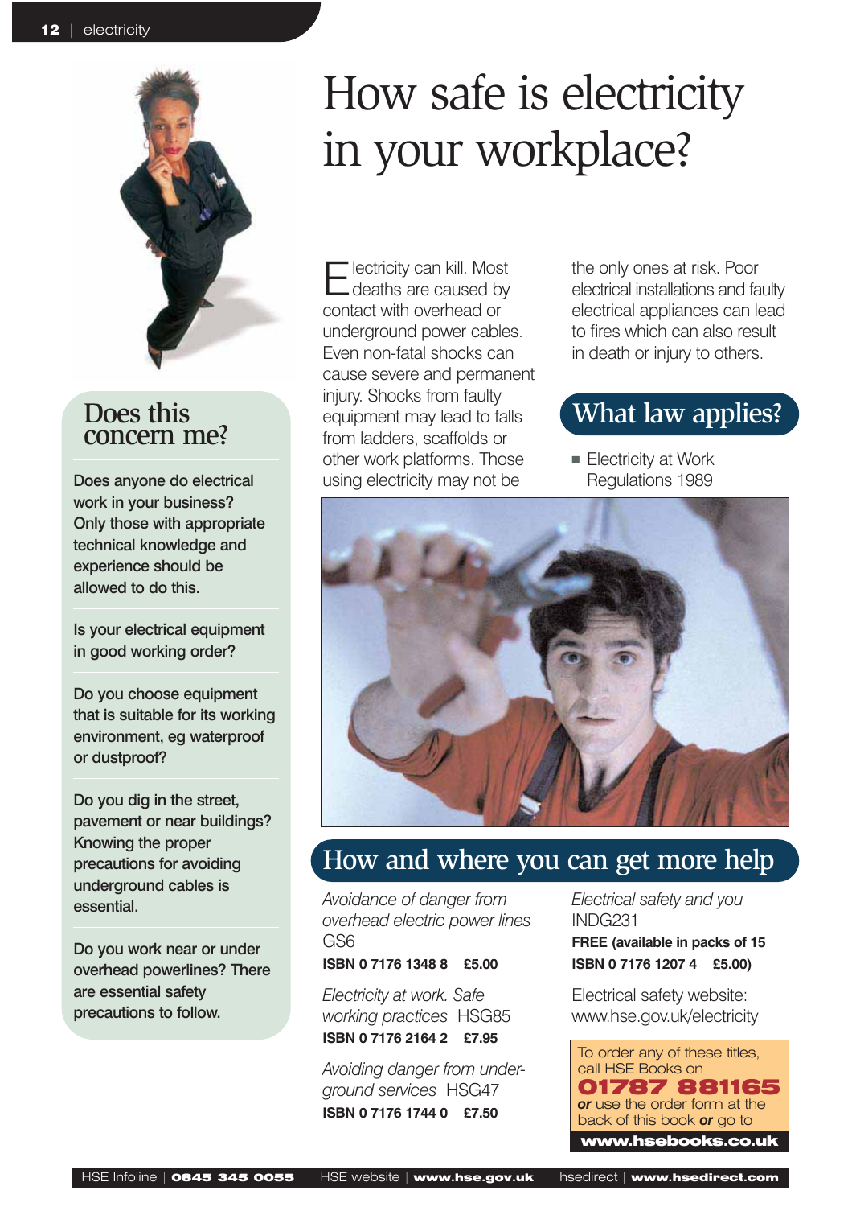# How safe is electricity in your workplace?

Electricity can kill. Most deaths are caused by contact with overhead or underground power cables. Even non-fatal shocks can cause severe and permanent injury. Shocks from faulty equipment may lead to falls from ladders, scaffolds or other work platforms. Those using electricity may not be the only ones at risk. Poor electrical installations and faulty electrical appliances can lead to fires which can also result in death or injury to others.

## What law applies?

- Electricity at Work Regulations 1989

## Does this concern me?

**Does anyone do electrical work in your business? Only those with appropriate technical knowledge and experience should be allowed to do this.**

**Is your electrical equipment in good working order?**

**Do you choose equipment that is suitable for its working environment, eg waterproof or dustproof?**

**Do you dig in the street, pavement or near buildings? Knowing the proper precautions for avoiding underground cables is essential.**

**Do you work near or under overhead powerlines? There are essential safety precautions to follow.**

## How and where you can get more help

*Avoidance of danger from overhead electric power lines* GS6
**ISBN 0 7176 1348 8 £5.00**

*Electricity at work. Safe working practices* HSG85
**ISBN 0 7176 2164 2 £7.95**

*Avoiding danger from underground services* HSG47
**ISBN 0 7176 1744 0 £7.50**

*Electrical safety and you* INDG231
**FREE (available in packs of 15 ISBN 0 7176 1207 4 £5.00)**

Electrical safety website: www.hse.gov.uk/electricity

To order any of these titles, call HSE Books on **01787 881165** ***or*** use the order form at the back of this book ***or*** go to **www.hsebooks.co.uk**

HSE Infoline | **0845 345 0055** HSE website | **www.hse.gov.uk** hsedirect | **www.hsedirect.com**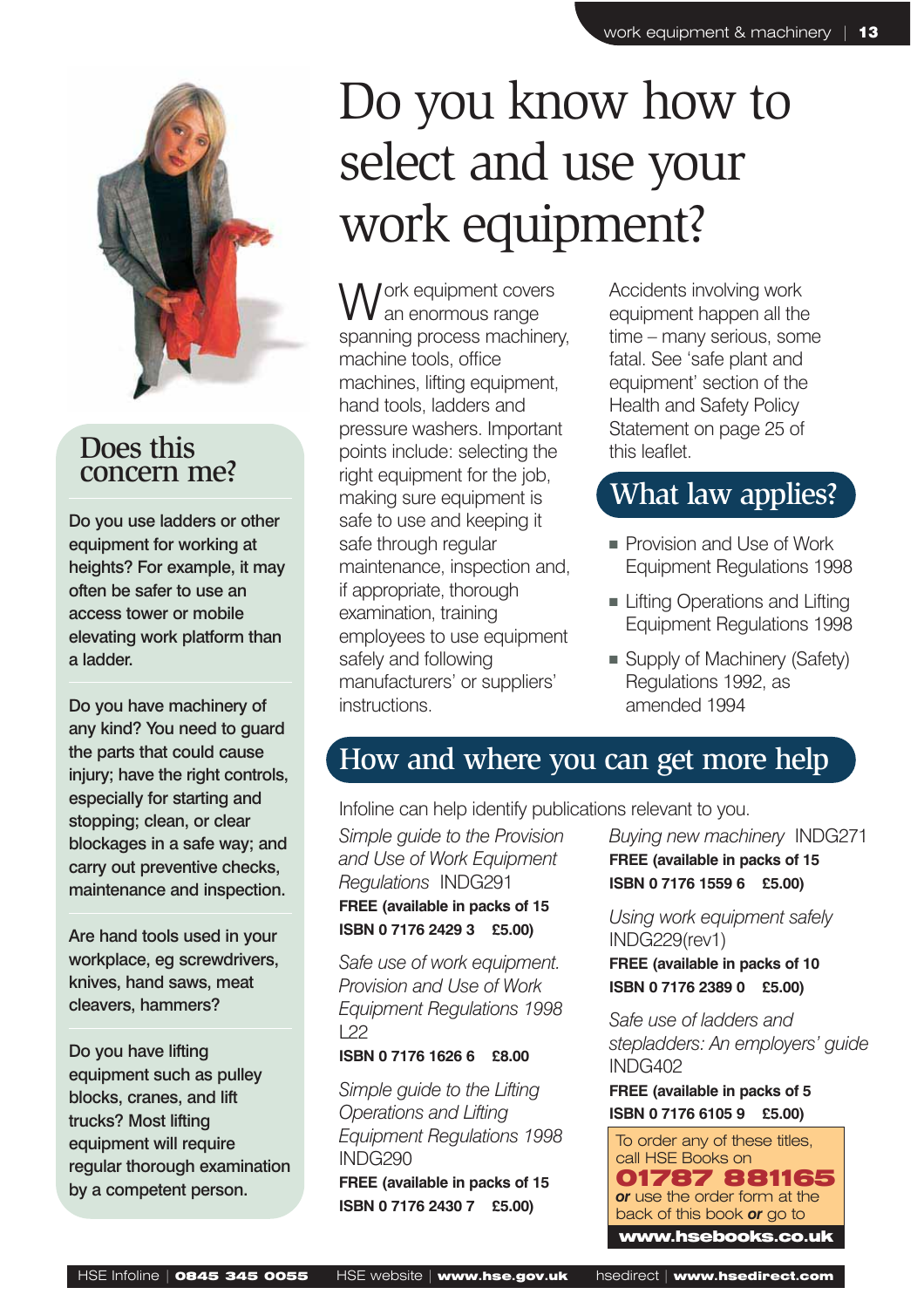# Do you know how to select and use your work equipment?

Work equipment covers an enormous range spanning process machinery, machine tools, office machines, lifting equipment, hand tools, ladders and pressure washers. Important points include: selecting the right equipment for the job, making sure equipment is safe to use and keeping it safe through regular maintenance, inspection and, if appropriate, thorough examination, training employees to use equipment safely and following manufacturers' or suppliers' instructions.

Accidents involving work equipment happen all the time – many serious, some fatal. See 'safe plant and equipment' section of the Health and Safety Policy Statement on page 25 of this leaflet.

## What law applies?

- Provision and Use of Work Equipment Regulations 1998
- Lifting Operations and Lifting Equipment Regulations 1998
- Supply of Machinery (Safety) Regulations 1992, as amended 1994

## Does this concern me?

**Do you use ladders or other equipment for working at heights? For example, it may often be safer to use an access tower or mobile elevating work platform than a ladder.**

**Do you have machinery of any kind? You need to guard the parts that could cause injury; have the right controls, especially for starting and stopping; clean, or clear blockages in a safe way; and carry out preventive checks, maintenance and inspection.**

**Are hand tools used in your workplace, eg screwdrivers, knives, hand saws, meat cleavers, hammers?**

**Do you have lifting equipment such as pulley blocks, cranes, and lift trucks? Most lifting equipment will require regular thorough examination by a competent person.**

## How and where you can get more help

Infoline can help identify publications relevant to you.

*Simple guide to the Provision and Use of Work Equipment Regulations* INDG291
**FREE (available in packs of 15**
**ISBN 0 7176 2429 3 £5.00)**

*Safe use of work equipment. Provision and Use of Work Equipment Regulations 1998* L22
**ISBN 0 7176 1626 6 £8.00**

*Simple guide to the Lifting Operations and Lifting Equipment Regulations 1998* INDG290
**FREE (available in packs of 15**
**ISBN 0 7176 2430 7 £5.00)**

*Buying new machinery* INDG271
**FREE (available in packs of 15**
**ISBN 0 7176 1559 6 £5.00)**

*Using work equipment safely* INDG229(rev1)
**FREE (available in packs of 10**
**ISBN 0 7176 2389 0 £5.00)**

*Safe use of ladders and stepladders: An employers' guide* INDG402
**FREE (available in packs of 5**
**ISBN 0 7176 6105 9 £5.00)**

To order any of these titles, call HSE Books on **01787 881165** ***or*** use the order form at the back of this book ***or*** go to **www.hsebooks.co.uk**

HSE Infoline | **0845 345 0055** HSE website | **www.hse.gov.uk** hsedirect | **www.hsedirect.com**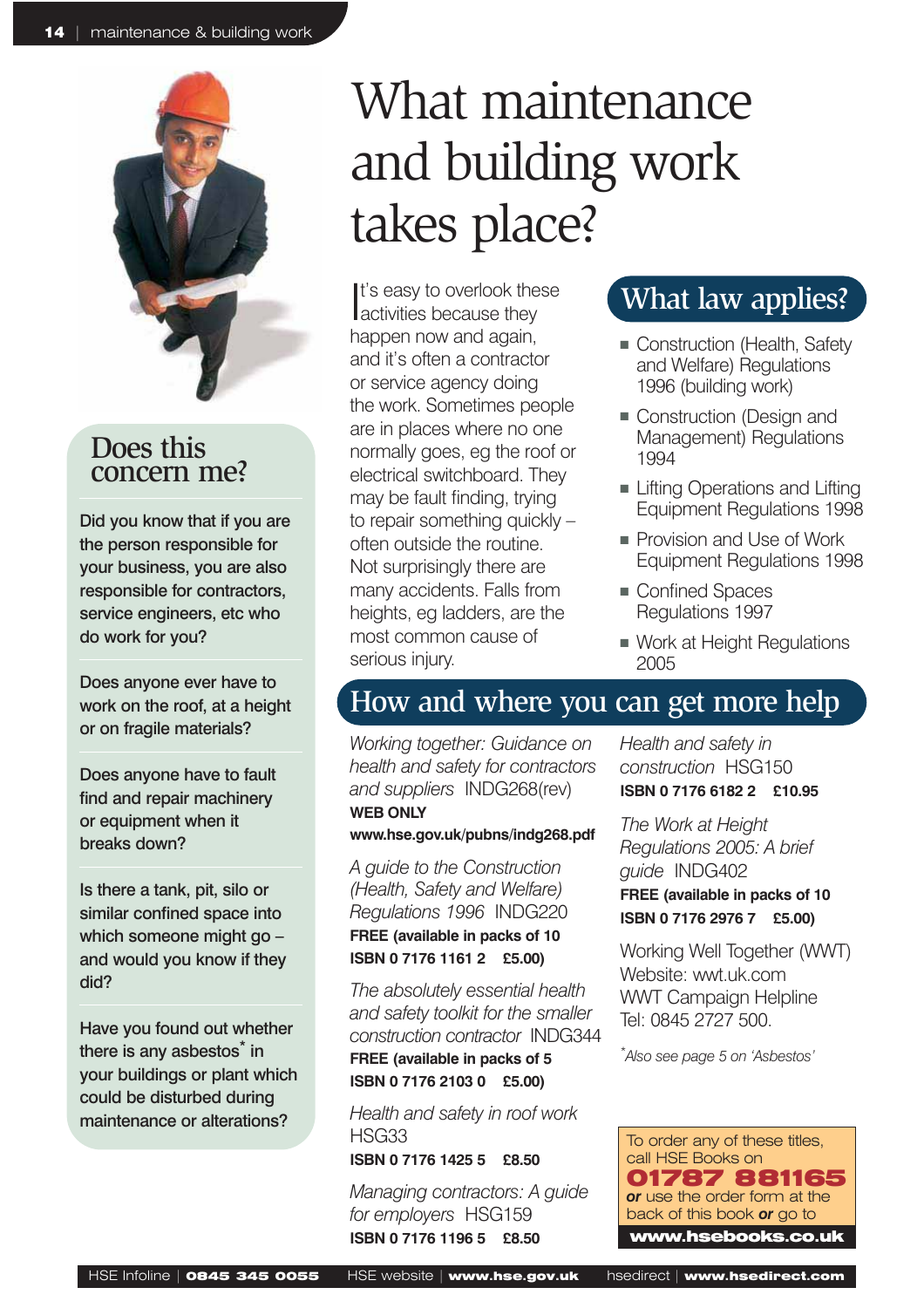# What maintenance and building work takes place?

## Does this concern me?

**Did you know that if you are the person responsible for your business, you are also responsible for contractors, service engineers, etc who do work for you?**

**Does anyone ever have to work on the roof, at a height or on fragile materials?**

**Does anyone have to fault find and repair machinery or equipment when it breaks down?**

**Is there a tank, pit, silo or similar confined space into which someone might go – and would you know if they did?**

**Have you found out whether there is any asbestos* in your buildings or plant which could be disturbed during maintenance or alterations?**

It's easy to overlook these activities because they happen now and again, and it's often a contractor or service agency doing the work. Sometimes people are in places where no one normally goes, eg the roof or electrical switchboard. They may be fault finding, trying to repair something quickly – often outside the routine. Not surprisingly there are many accidents. Falls from heights, eg ladders, are the most common cause of serious injury.

## What law applies?

- Construction (Health, Safety and Welfare) Regulations 1996 (building work)
- Construction (Design and Management) Regulations 1994
- Lifting Operations and Lifting Equipment Regulations 1998
- Provision and Use of Work Equipment Regulations 1998
- Confined Spaces Regulations 1997
- Work at Height Regulations 2005

## How and where you can get more help

*Working together: Guidance on health and safety for contractors and suppliers* INDG268(rev)
**WEB ONLY**
**www.hse.gov.uk/pubns/indg268.pdf**

*A guide to the Construction (Health, Safety and Welfare) Regulations 1996* INDG220
**FREE (available in packs of 10**
**ISBN 0 7176 1161 2 £5.00)**

*The absolutely essential health and safety toolkit for the smaller construction contractor* INDG344
**FREE (available in packs of 5**
**ISBN 0 7176 2103 0 £5.00)**

*Health and safety in roof work* HSG33
**ISBN 0 7176 1425 5 £8.50**

*Managing contractors: A guide for employers* HSG159
**ISBN 0 7176 1196 5 £8.50**

*Health and safety in construction* HSG150
**ISBN 0 7176 6182 2 £10.95**

*The Work at Height Regulations 2005: A brief guide* INDG402
**FREE (available in packs of 10**
**ISBN 0 7176 2976 7 £5.00)**

Working Well Together (WWT)
Website: wwt.uk.com
WWT Campaign Helpline
Tel: 0845 2727 500.

*Also see page 5 on 'Asbestos'*

To order any of these titles, call HSE Books on
**01787 881165**
***or*** use the order form at the back of this book ***or*** go to
**www.hsebooks.co.uk**

HSE Infoline | **0845 345 0055** HSE website | **www.hse.gov.uk** hsedirect | **www.hsedirect.com**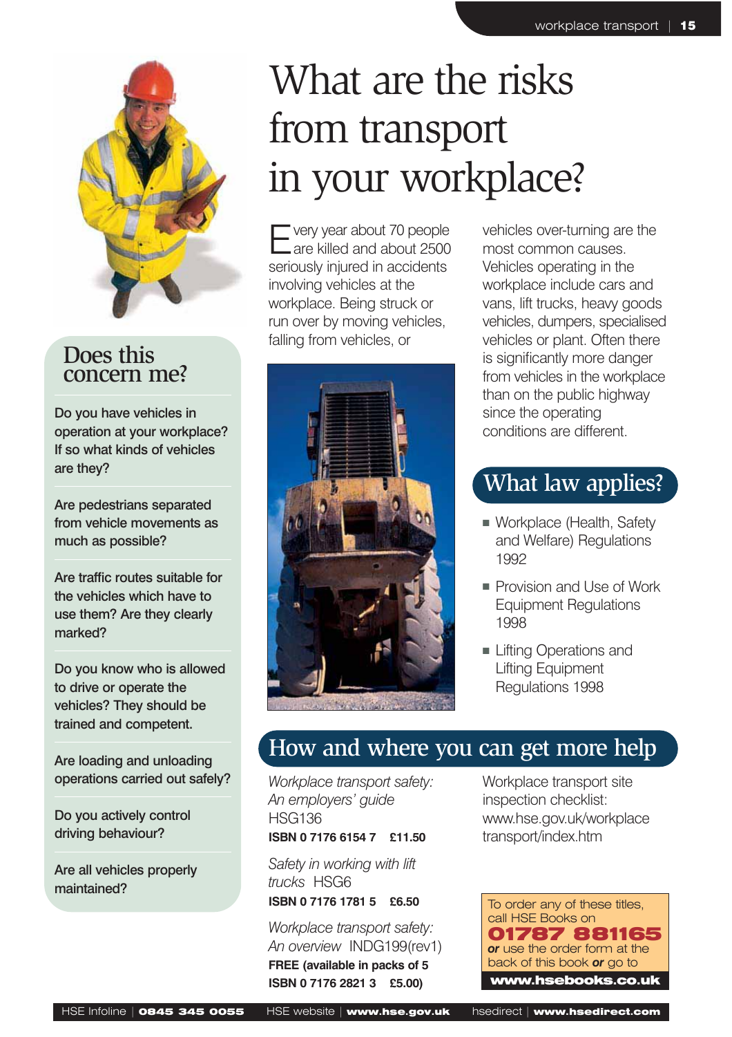# What are the risks from transport in your workplace?

Every year about 70 people are killed and about 2500 seriously injured in accidents involving vehicles at the workplace. Being struck or run over by moving vehicles, falling from vehicles, or vehicles over-turning are the most common causes. Vehicles operating in the workplace include cars and vans, lift trucks, heavy goods vehicles, dumpers, specialised vehicles or plant. Often there is significantly more danger from vehicles in the workplace than on the public highway since the operating conditions are different.

## Does this concern me?

Do you have vehicles in operation at your workplace? If so what kinds of vehicles are they?

Are pedestrians separated from vehicle movements as much as possible?

Are traffic routes suitable for the vehicles which have to use them? Are they clearly marked?

Do you know who is allowed to drive or operate the vehicles? They should be trained and competent.

Are loading and unloading operations carried out safely?

Do you actively control driving behaviour?

Are all vehicles properly maintained?

## What law applies?

- Workplace (Health, Safety and Welfare) Regulations 1992
- Provision and Use of Work Equipment Regulations 1998
- Lifting Operations and Lifting Equipment Regulations 1998

## How and where you can get more help

*Workplace transport safety: An employers' guide* HSG136
**ISBN 0 7176 6154 7 £11.50**

*Safety in working with lift trucks* HSG6
**ISBN 0 7176 1781 5 £6.50**

*Workplace transport safety: An overview* INDG199(rev1)
**FREE (available in packs of 5 ISBN 0 7176 2821 3 £5.00)**

Workplace transport site inspection checklist: www.hse.gov.uk/workplacetransport/index.htm

To order any of these titles, call HSE Books on **01787 881165** ***or*** use the order form at the back of this book ***or*** go to **www.hsebooks.co.uk**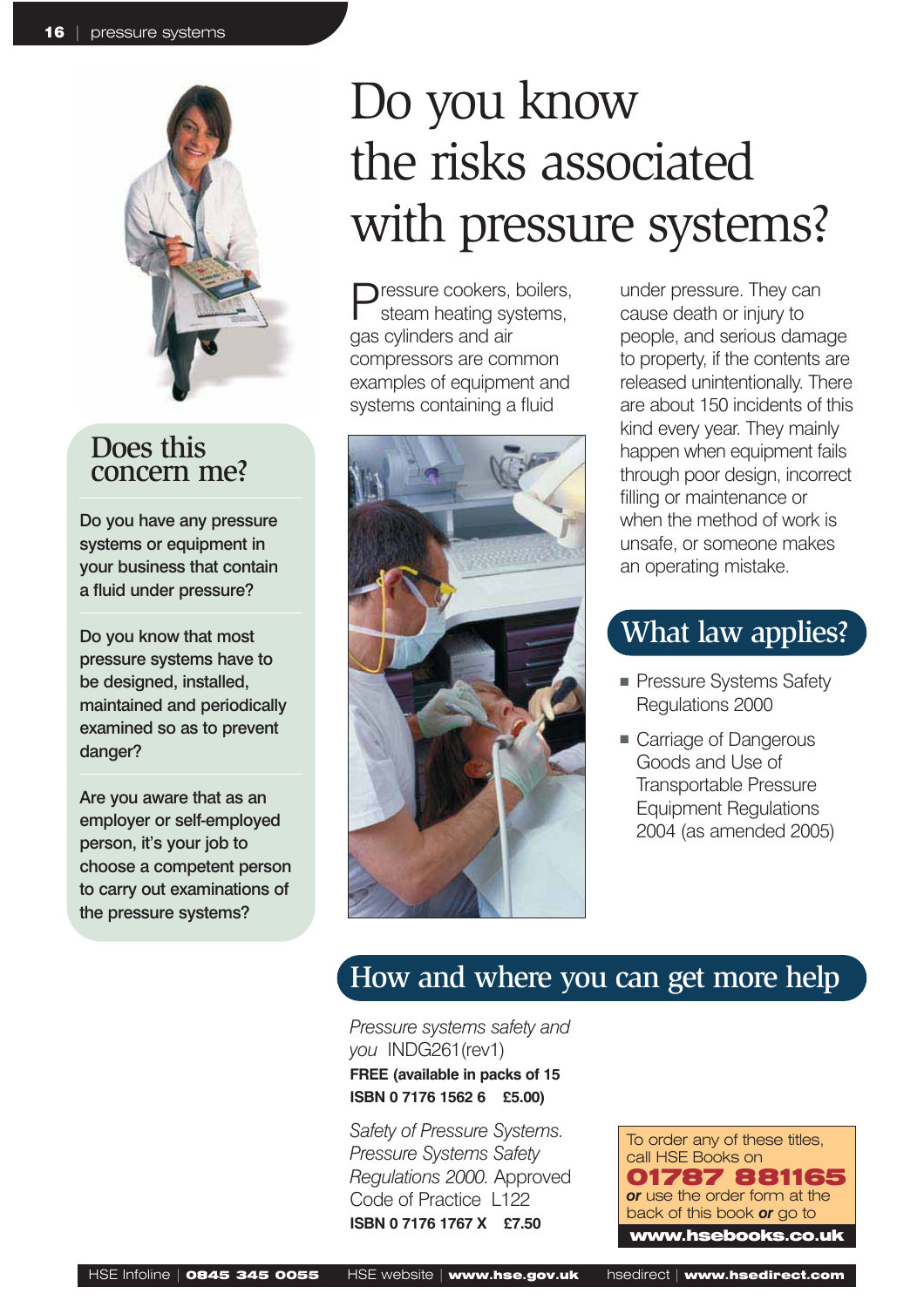# Do you know the risks associated with pressure systems?

Pressure cookers, boilers, steam heating systems, gas cylinders and air compressors are common examples of equipment and systems containing a fluid under pressure. They can cause death or injury to people, and serious damage to property, if the contents are released unintentionally. There are about 150 incidents of this kind every year. They mainly happen when equipment fails through poor design, incorrect filling or maintenance or when the method of work is unsafe, or someone makes an operating mistake.

## Does this concern me?

**Do you have any pressure systems or equipment in your business that contain a fluid under pressure?**

**Do you know that most pressure systems have to be designed, installed, maintained and periodically examined so as to prevent danger?**

**Are you aware that as an employer or self-employed person, it's your job to choose a competent person to carry out examinations of the pressure systems?**

## What law applies?

- Pressure Systems Safety Regulations 2000
- Carriage of Dangerous Goods and Use of Transportable Pressure Equipment Regulations 2004 (as amended 2005)

## How and where you can get more help

*Pressure systems safety and you* INDG261(rev1)
**FREE (available in packs of 15 ISBN 0 7176 1562 6 £5.00)**

*Safety of Pressure Systems. Pressure Systems Safety Regulations 2000.* Approved Code of Practice L122
**ISBN 0 7176 1767 X £7.50**

To order any of these titles, call HSE Books on **01787 881165** ***or*** use the order form at the back of this book ***or*** go to **www.hsebooks.co.uk**

HSE Infoline | **0845 345 0055** HSE website | **www.hse.gov.uk** hsedirect | **www.hsedirect.com**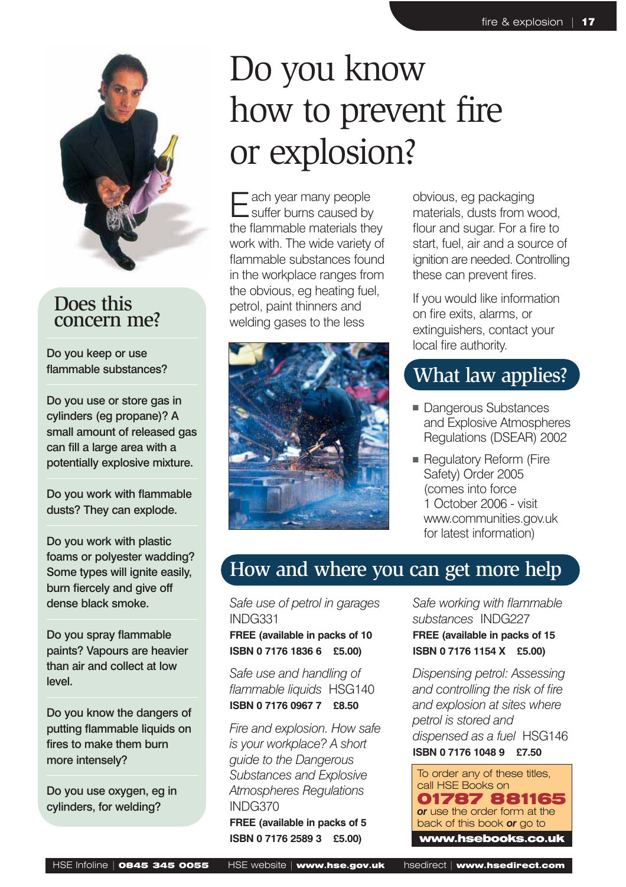# Do you know how to prevent fire or explosion?

Each year many people suffer burns caused by the flammable materials they work with. The wide variety of flammable substances found in the workplace ranges from the obvious, eg heating fuel, petrol, paint thinners and welding gases to the less obvious, eg packaging materials, dusts from wood, flour and sugar. For a fire to start, fuel, air and a source of ignition are needed. Controlling these can prevent fires.

If you would like information on fire exits, alarms, or extinguishers, contact your local fire authority.

## Does this concern me?

**Do you keep or use flammable substances?**

**Do you use or store gas in cylinders (eg propane)? A small amount of released gas can fill a large area with a potentially explosive mixture.**

**Do you work with flammable dusts? They can explode.**

**Do you work with plastic foams or polyester wadding? Some types will ignite easily, burn fiercely and give off dense black smoke.**

**Do you spray flammable paints? Vapours are heavier than air and collect at low level.**

**Do you know the dangers of putting flammable liquids on fires to make them burn more intensely?**

**Do you use oxygen, eg in cylinders, for welding?**

## What law applies?

- Dangerous Substances and Explosive Atmospheres Regulations (DSEAR) 2002
- Regulatory Reform (Fire Safety) Order 2005 (comes into force 1 October 2006 - visit www.communities.gov.uk for latest information)

## How and where you can get more help

*Safe use of petrol in garages* INDG331
**FREE (available in packs of 10**
**ISBN 0 7176 1836 6 £5.00)**

*Safe use and handling of flammable liquids* HSG140
**ISBN 0 7176 0967 7 £8.50**

*Fire and explosion. How safe is your workplace? A short guide to the Dangerous Substances and Explosive Atmospheres Regulations* INDG370
**FREE (available in packs of 5**
**ISBN 0 7176 2589 3 £5.00)**

*Safe working with flammable substances* INDG227
**FREE (available in packs of 15**
**ISBN 0 7176 1154 X £5.00)**

*Dispensing petrol: Assessing and controlling the risk of fire and explosion at sites where petrol is stored and dispensed as a fuel* HSG146
**ISBN 0 7176 1048 9 £7.50**

To order any of these titles, call HSE Books on **01787 881165** ***or*** use the order form at the back of this book ***or*** go to **www.hsebooks.co.uk**

HSE Infoline | **0845 345 0055** HSE website | **www.hse.gov.uk** hsedirect | **www.hsedirect.com**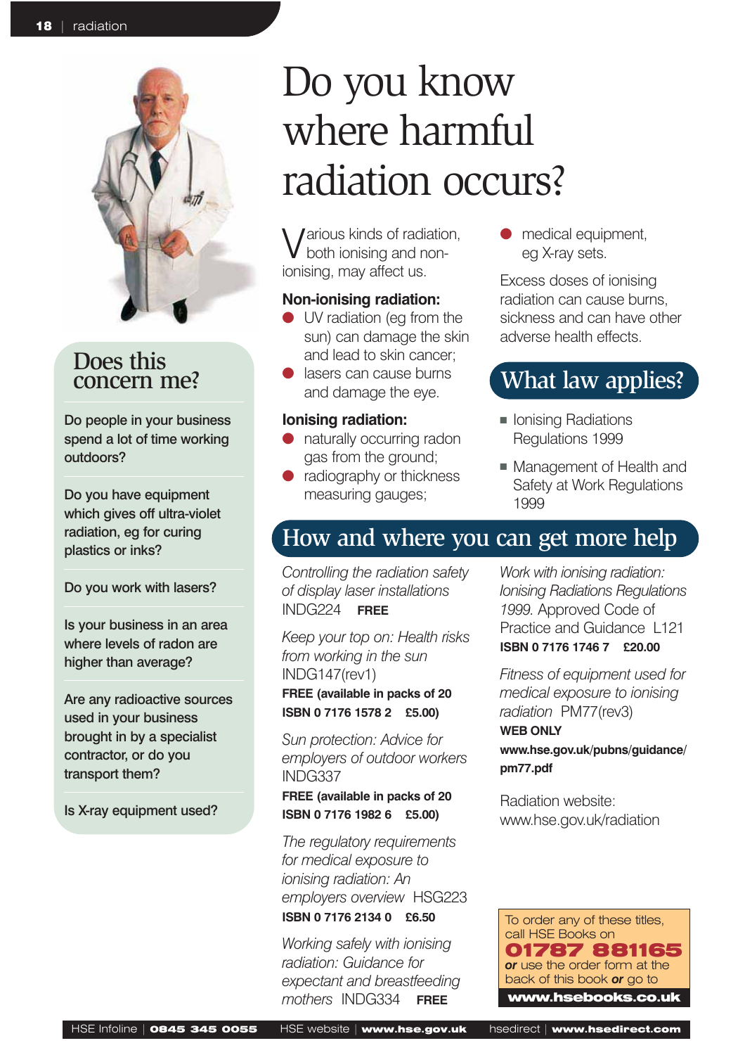# Do you know where harmful radiation occurs?

Various kinds of radiation, both ionising and non-ionising, may affect us.

**Non-ionising radiation:**

- UV radiation (eg from the sun) can damage the skin and lead to skin cancer;
- lasers can cause burns and damage the eye.

**Ionising radiation:**

- naturally occurring radon gas from the ground;
- radiography or thickness measuring gauges;
- medical equipment, eg X-ray sets.

Excess doses of ionising radiation can cause burns, sickness and can have other adverse health effects.

## What law applies?

- Ionising Radiations Regulations 1999
- Management of Health and Safety at Work Regulations 1999

## Does this concern me?

Do people in your business spend a lot of time working outdoors?

Do you have equipment which gives off ultra-violet radiation, eg for curing plastics or inks?

Do you work with lasers?

Is your business in an area where levels of radon are higher than average?

Are any radioactive sources used in your business brought in by a specialist contractor, or do you transport them?

Is X-ray equipment used?

## How and where you can get more help

*Controlling the radiation safety of display laser installations* INDG224 **FREE**

*Keep your top on: Health risks from working in the sun* INDG147(rev1)
**FREE (available in packs of 20 ISBN 0 7176 1578 2 £5.00)**

*Sun protection: Advice for employers of outdoor workers* INDG337
**FREE (available in packs of 20 ISBN 0 7176 1982 6 £5.00)**

*The regulatory requirements for medical exposure to ionising radiation: An employers overview* HSG223
**ISBN 0 7176 2134 0 £6.50**

*Working safely with ionising radiation: Guidance for expectant and breastfeeding mothers* INDG334 **FREE**

*Work with ionising radiation: Ionising Radiations Regulations 1999.* Approved Code of Practice and Guidance L121
**ISBN 0 7176 1746 7 £20.00**

*Fitness of equipment used for medical exposure to ionising radiation* PM77(rev3)
**WEB ONLY**
**www.hse.gov.uk/pubns/guidance/pm77.pdf**

Radiation website: www.hse.gov.uk/radiation

To order any of these titles, call HSE Books on **01787 881165** ***or*** use the order form at the back of this book ***or*** go to **www.hsebooks.co.uk**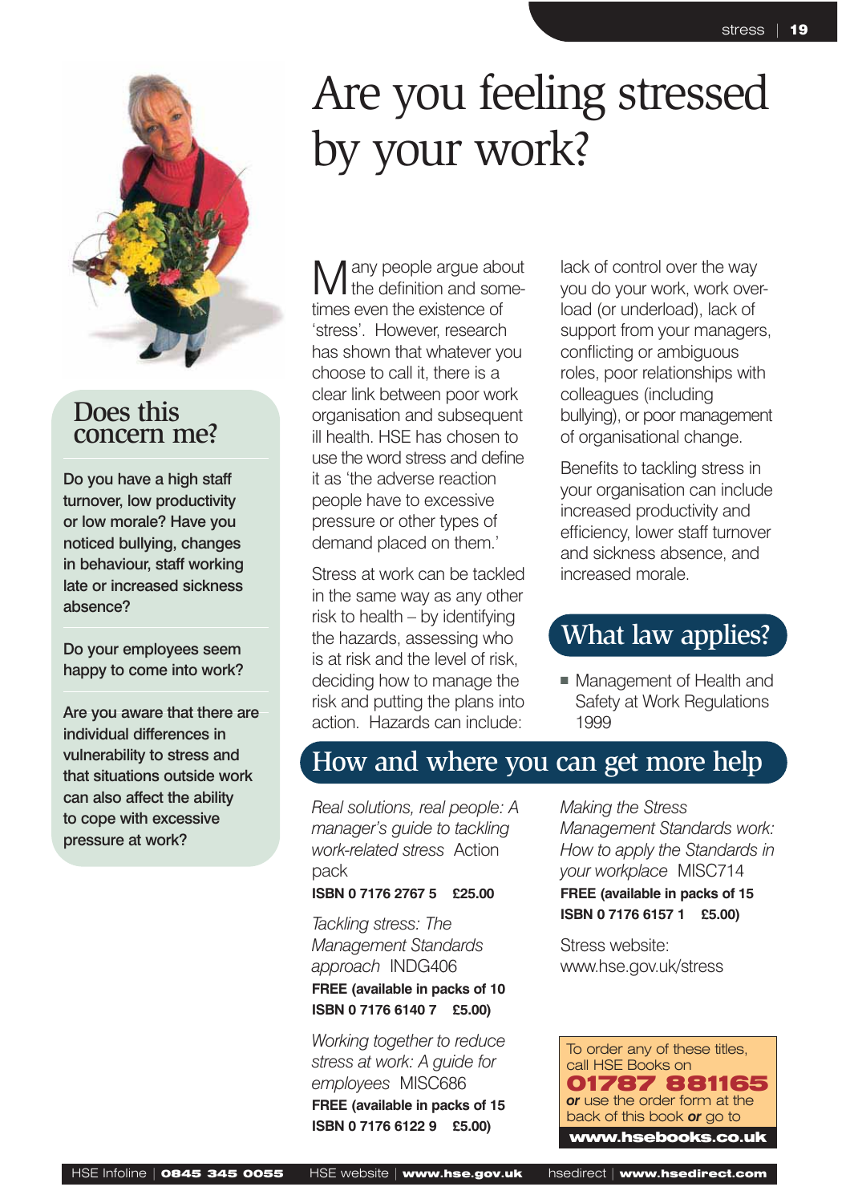# Are you feeling stressed by your work?

## Does this concern me?

Do you have a high staff turnover, low productivity or low morale? Have you noticed bullying, changes in behaviour, staff working late or increased sickness absence?

Do your employees seem happy to come into work?

Are you aware that there are individual differences in vulnerability to stress and that situations outside work can also affect the ability to cope with excessive pressure at work?

Many people argue about the definition and sometimes even the existence of 'stress'. However, research has shown that whatever you choose to call it, there is a clear link between poor work organisation and subsequent ill health. HSE has chosen to use the word stress and define it as 'the adverse reaction people have to excessive pressure or other types of demand placed on them.'

Stress at work can be tackled in the same way as any other risk to health – by identifying the hazards, assessing who is at risk and the level of risk, deciding how to manage the risk and putting the plans into action. Hazards can include: lack of control over the way you do your work, work overload (or underload), lack of support from your managers, conflicting or ambiguous roles, poor relationships with colleagues (including bullying), or poor management of organisational change.

Benefits to tackling stress in your organisation can include increased productivity and efficiency, lower staff turnover and sickness absence, and increased morale.

## What law applies?

- Management of Health and Safety at Work Regulations 1999

## How and where you can get more help

*Real solutions, real people: A manager's guide to tackling work-related stress* Action pack
**ISBN 0 7176 2767 5 £25.00**

*Tackling stress: The Management Standards approach* INDG406
**FREE (available in packs of 10 ISBN 0 7176 6140 7 £5.00)**

*Working together to reduce stress at work: A guide for employees* MISC686
**FREE (available in packs of 15 ISBN 0 7176 6122 9 £5.00)**

*Making the Stress Management Standards work: How to apply the Standards in your workplace* MISC714
**FREE (available in packs of 15 ISBN 0 7176 6157 1 £5.00)**

Stress website: www.hse.gov.uk/stress

To order any of these titles, call HSE Books on **01787 881165** ***or*** use the order form at the back of this book ***or*** go to **www.hsebooks.co.uk**

HSE Infoline | **0845 345 0055** HSE website | **www.hse.gov.uk** hsedirect | **www.hsedirect.com**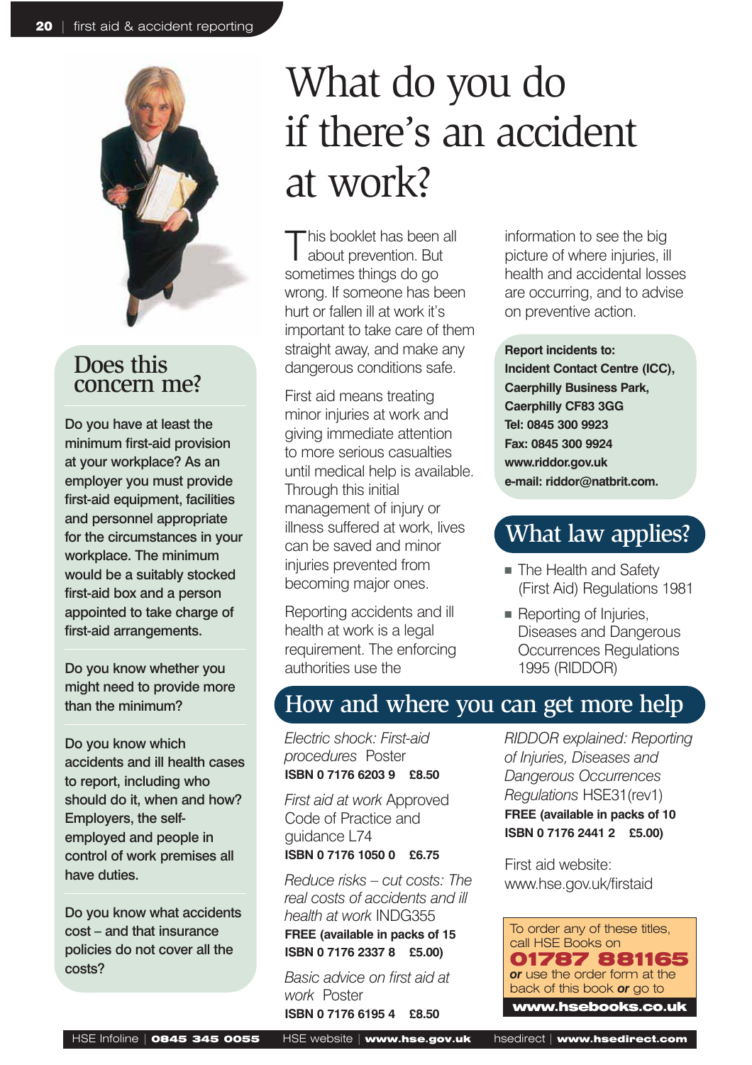# What do you do if there's an accident at work?

This booklet has been all about prevention. But sometimes things do go wrong. If someone has been hurt or fallen ill at work it's important to take care of them straight away, and make any dangerous conditions safe.

First aid means treating minor injuries at work and giving immediate attention to more serious casualties until medical help is available. Through this initial management of injury or illness suffered at work, lives can be saved and minor injuries prevented from becoming major ones.

Reporting accidents and ill health at work is a legal requirement. The enforcing authorities use the information to see the big picture of where injuries, ill health and accidental losses are occurring, and to advise on preventive action.

**Report incidents to:**
**Incident Contact Centre (ICC),**
**Caerphilly Business Park,**
**Caerphilly CF83 3GG**
**Tel: 0845 300 9923**
**Fax: 0845 300 9924**
**www.riddor.gov.uk**
**e-mail: riddor@natbrit.com.**

## Does this concern me?

Do you have at least the minimum first-aid provision at your workplace? As an employer you must provide first-aid equipment, facilities and personnel appropriate for the circumstances in your workplace. The minimum would be a suitably stocked first-aid box and a person appointed to take charge of first-aid arrangements.

Do you know whether you might need to provide more than the minimum?

Do you know which accidents and ill health cases to report, including who should do it, when and how? Employers, the self-employed and people in control of work premises all have duties.

Do you know what accidents cost – and that insurance policies do not cover all the costs?

## What law applies?

- The Health and Safety (First Aid) Regulations 1981
- Reporting of Injuries, Diseases and Dangerous Occurrences Regulations 1995 (RIDDOR)

## How and where you can get more help

*Electric shock: First-aid procedures* Poster
**ISBN 0 7176 6203 9 £8.50**

*First aid at work* Approved Code of Practice and guidance L74
**ISBN 0 7176 1050 0 £6.75**

*Reduce risks – cut costs: The real costs of accidents and ill health at work* INDG355
**FREE (available in packs of 15 ISBN 0 7176 2337 8 £5.00)**

*Basic advice on first aid at work* Poster
**ISBN 0 7176 6195 4 £8.50**

*RIDDOR explained: Reporting of Injuries, Diseases and Dangerous Occurrences Regulations* HSE31(rev1)
**FREE (available in packs of 10 ISBN 0 7176 2441 2 £5.00)**

First aid website: www.hse.gov.uk/firstaid

To order any of these titles, call HSE Books on **01787 881165** ***or*** use the order form at the back of this book ***or*** go to **www.hsebooks.co.uk**

HSE Infoline | **0845 345 0055** HSE website | **www.hse.gov.uk** hsedirect | **www.hsedirect.com**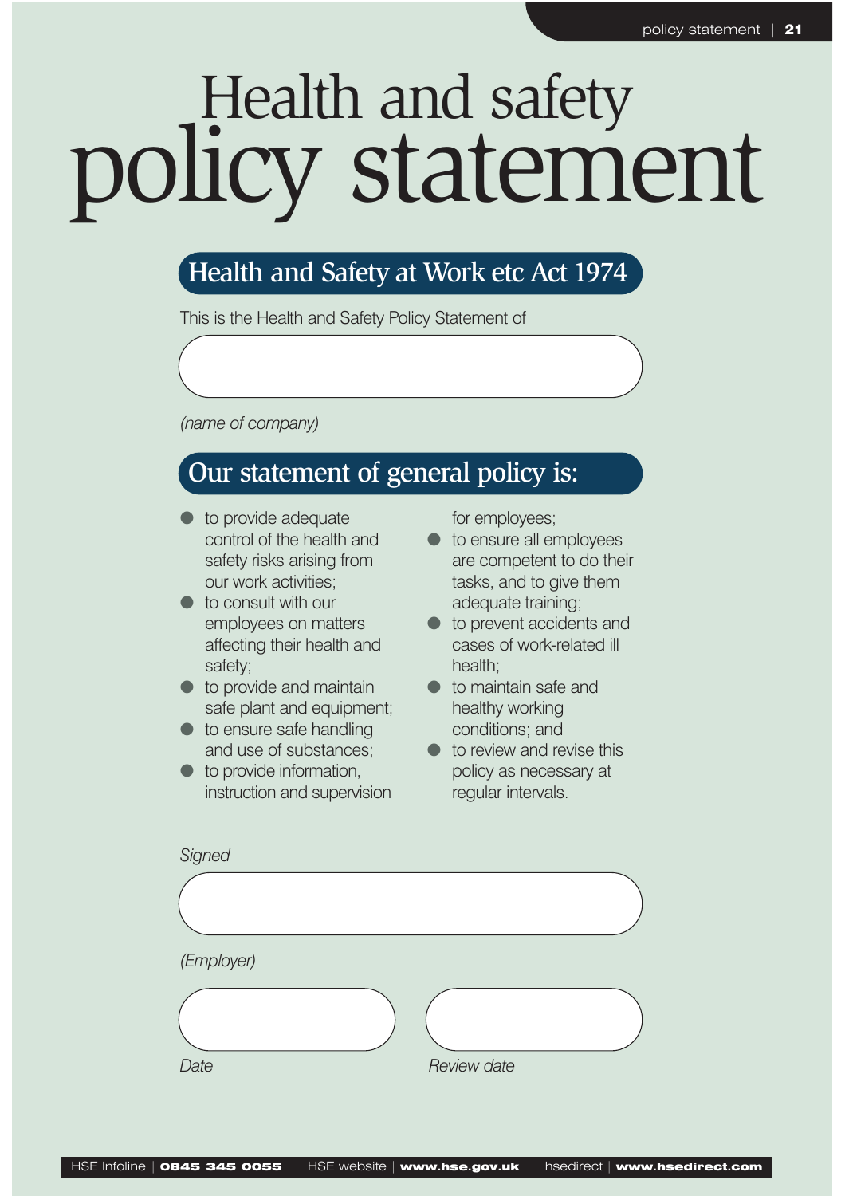# Health and safety policy statement

## Health and Safety at Work etc Act 1974

This is the Health and Safety Policy Statement of

*(name of company)*

## Our statement of general policy is:

- to provide adequate control of the health and safety risks arising from our work activities;
- to consult with our employees on matters affecting their health and safety;
- to provide and maintain safe plant and equipment;
- to ensure safe handling and use of substances;
- to provide information, instruction and supervision for employees;
- to ensure all employees are competent to do their tasks, and to give them adequate training;
- to prevent accidents and cases of work-related ill health;
- to maintain safe and healthy working conditions; and
- to review and revise this policy as necessary at regular intervals.

*Signed*

*(Employer)*

*Date*

*Review date*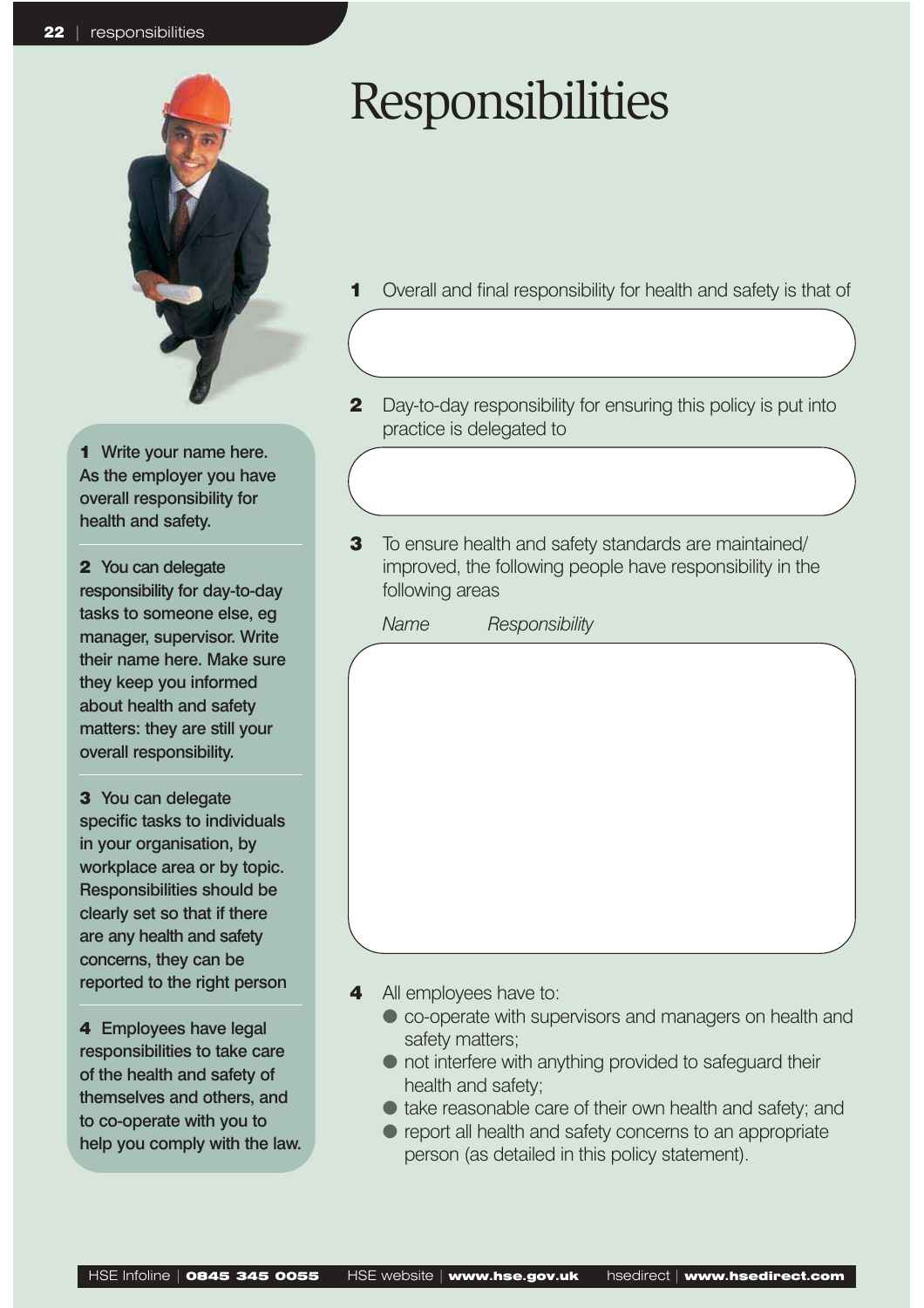# Responsibilities

**1** Write your name here. As the employer you have overall responsibility for health and safety.

**2** You can delegate responsibility for day-to-day tasks to someone else, eg manager, supervisor. Write their name here. Make sure they keep you informed about health and safety matters: they are still your overall responsibility.

**3** You can delegate specific tasks to individuals in your organisation, by workplace area or by topic. Responsibilities should be clearly set so that if there are any health and safety concerns, they can be reported to the right person

**4** Employees have legal responsibilities to take care of the health and safety of themselves and others, and to co-operate with you to help you comply with the law.

**1** Overall and final responsibility for health and safety is that of

**2** Day-to-day responsibility for ensuring this policy is put into practice is delegated to

**3** To ensure health and safety standards are maintained/ improved, the following people have responsibility in the following areas

*Name* *Responsibility*

**4** All employees have to:

- co-operate with supervisors and managers on health and safety matters;
- not interfere with anything provided to safeguard their health and safety;
- take reasonable care of their own health and safety; and
- report all health and safety concerns to an appropriate person (as detailed in this policy statement).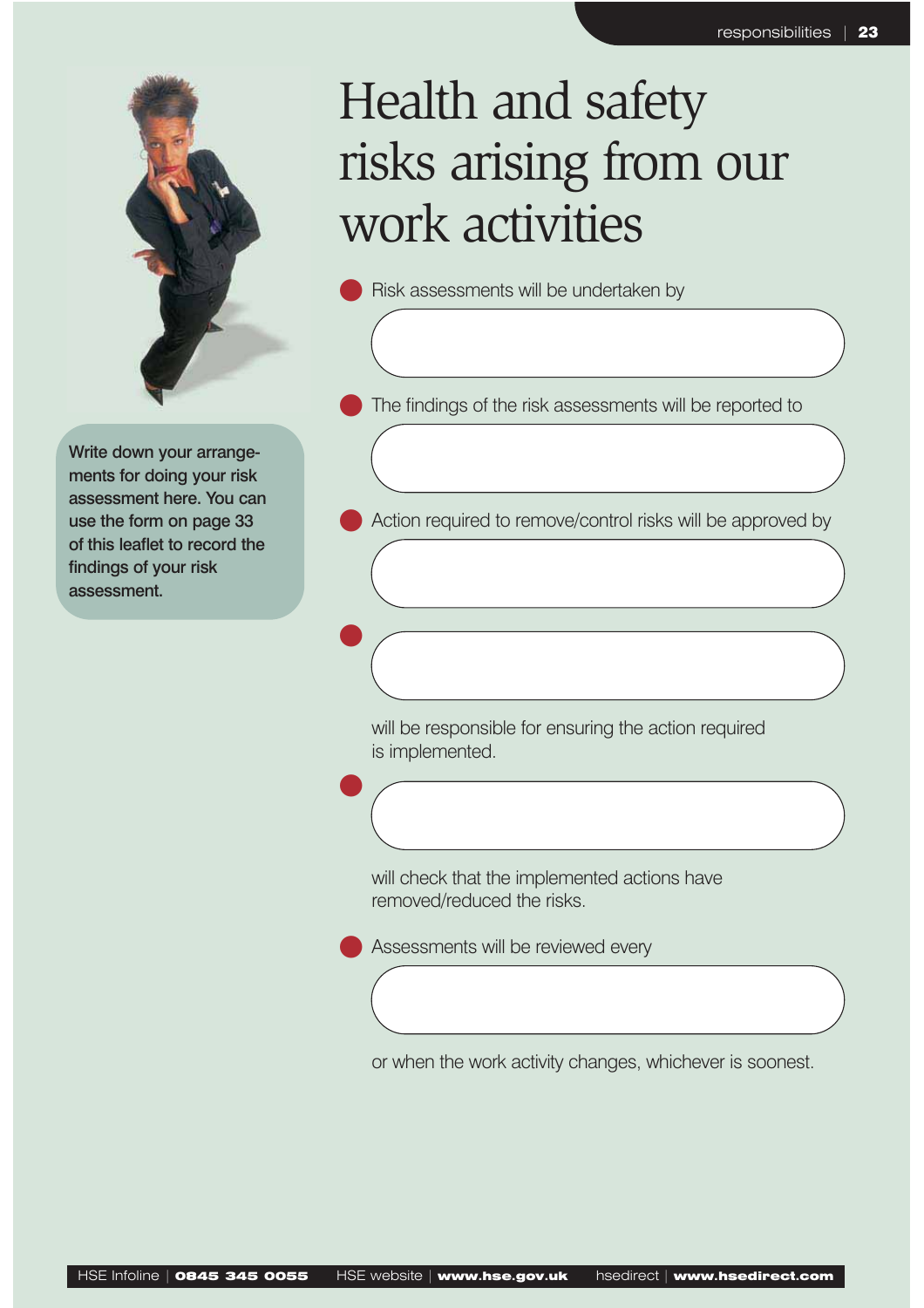# Health and safety risks arising from our work activities

Write down your arrangements for doing your risk assessment here. You can use the form on page 33 of this leaflet to record the findings of your risk assessment.

- Risk assessments will be undertaken by

  ______________________________

- The findings of the risk assessments will be reported to

  ______________________________

- Action required to remove/control risks will be approved by

  ______________________________

- ______________________________

  will be responsible for ensuring the action required is implemented.

- ______________________________

  will check that the implemented actions have removed/reduced the risks.

- Assessments will be reviewed every

  ______________________________

  or when the work activity changes, whichever is soonest.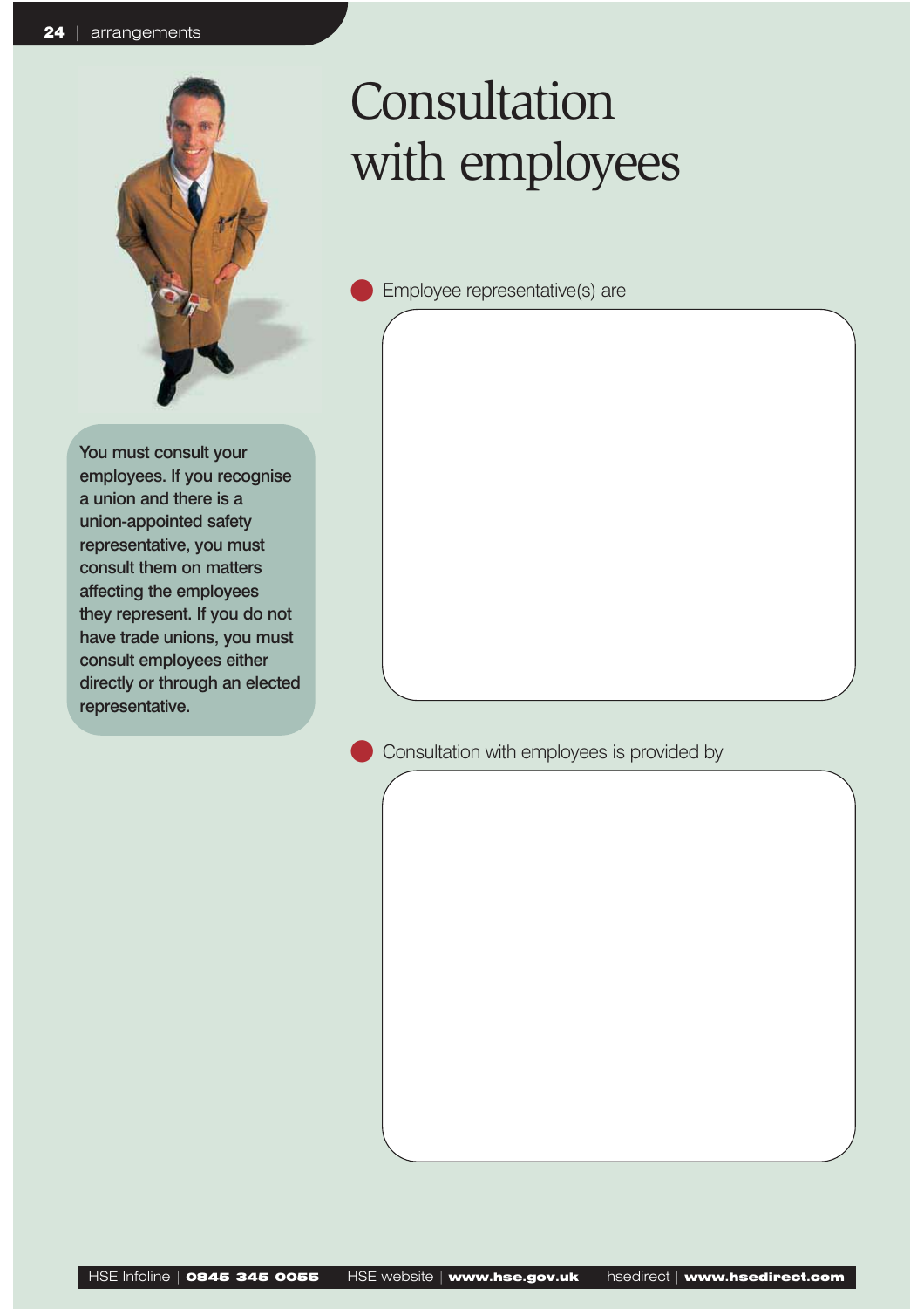# Consultation with employees

You must consult your employees. If you recognise a union and there is a union-appointed safety representative, you must consult them on matters affecting the employees they represent. If you do not have trade unions, you must consult employees either directly or through an elected representative.

- Employee representative(s) are

- Consultation with employees is provided by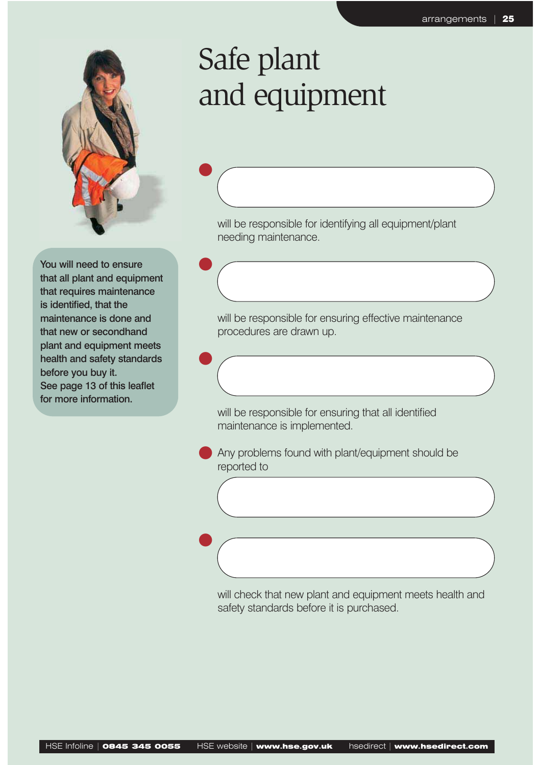# Safe plant and equipment

You will need to ensure that all plant and equipment that requires maintenance is identified, that the maintenance is done and that new or secondhand plant and equipment meets health and safety standards before you buy it.
See page 13 of this leaflet for more information.

- ____________________
  will be responsible for identifying all equipment/plant needing maintenance.

- ____________________
  will be responsible for ensuring effective maintenance procedures are drawn up.

- ____________________
  will be responsible for ensuring that all identified maintenance is implemented.

- Any problems found with plant/equipment should be reported to
  ____________________

- ____________________
  will check that new plant and equipment meets health and safety standards before it is purchased.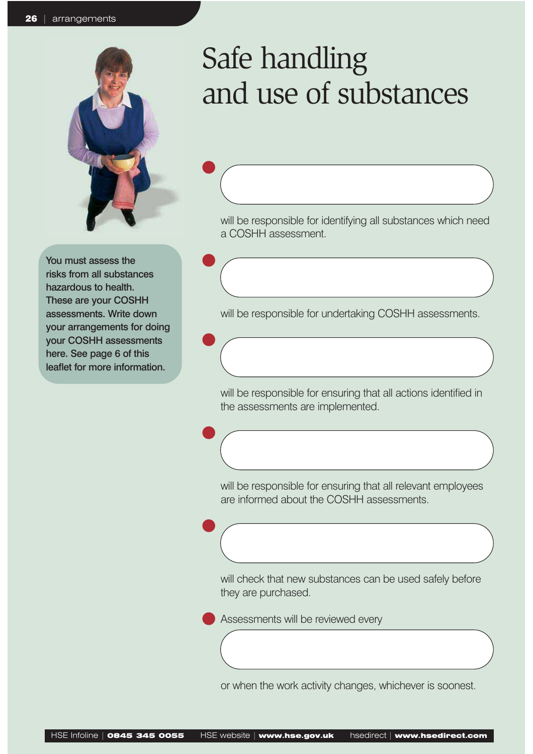# Safe handling and use of substances

You must assess the risks from all substances hazardous to health. These are your COSHH assessments. Write down your arrangements for doing your COSHH assessments here. See page 6 of this leaflet for more information.

- ____________________ will be responsible for identifying all substances which need a COSHH assessment.
- ____________________ will be responsible for undertaking COSHH assessments.
- ____________________ will be responsible for ensuring that all actions identified in the assessments are implemented.
- ____________________ will be responsible for ensuring that all relevant employees are informed about the COSHH assessments.
- ____________________ will check that new substances can be used safely before they are purchased.
- Assessments will be reviewed every ____________________ or when the work activity changes, whichever is soonest.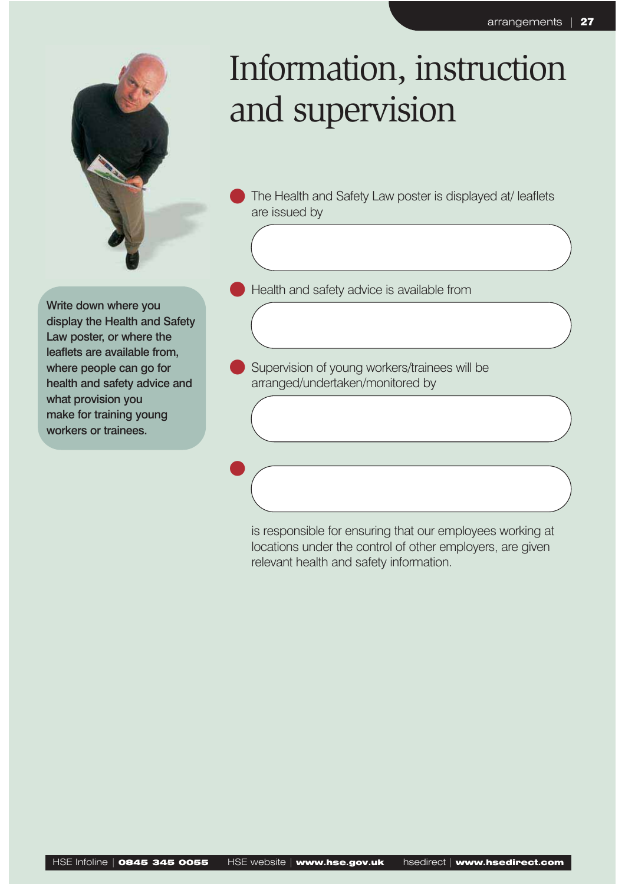# Information, instruction and supervision

Write down where you display the Health and Safety Law poster, or where the leaflets are available from, where people can go for health and safety advice and what provision you make for training young workers or trainees.

- The Health and Safety Law poster is displayed at/ leaflets are issued by

- Health and safety advice is available from

- Supervision of young workers/trainees will be arranged/undertaken/monitored by

- 

is responsible for ensuring that our employees working at locations under the control of other employers, are given relevant health and safety information.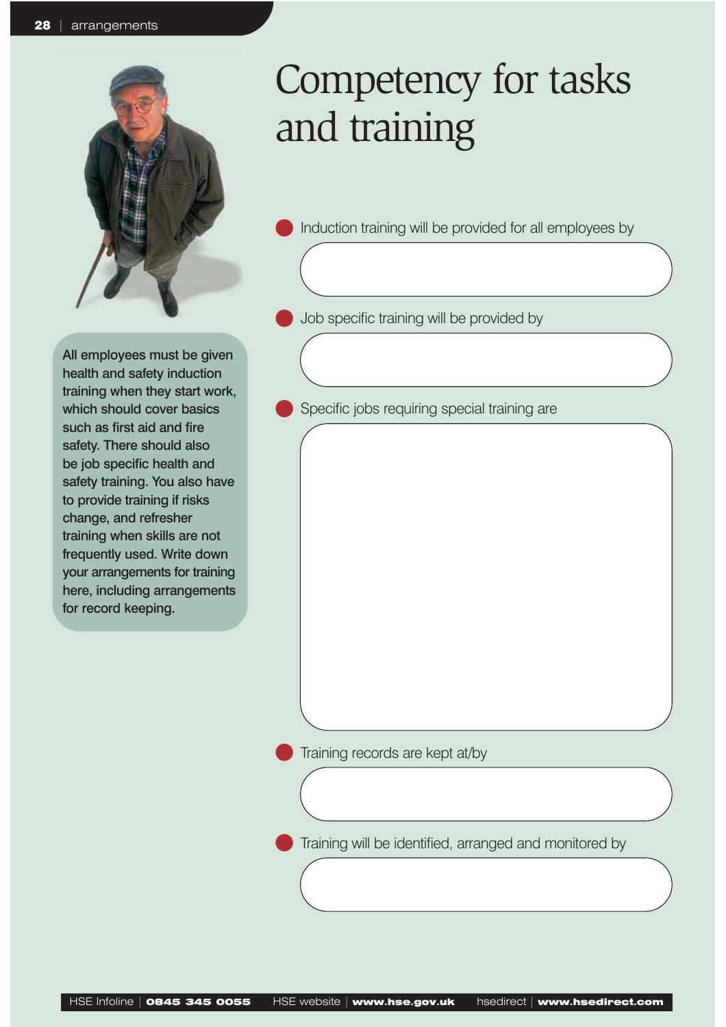# Competency for tasks and training

All employees must be given health and safety induction training when they start work, which should cover basics such as first aid and fire safety. There should also be job specific health and safety training. You also have to provide training if risks change, and refresher training when skills are not frequently used. Write down your arrangements for training here, including arrangements for record keeping.

- Induction training will be provided for all employees by

- Job specific training will be provided by

- Specific jobs requiring special training are

- Training records are kept at/by

- Training will be identified, arranged and monitored by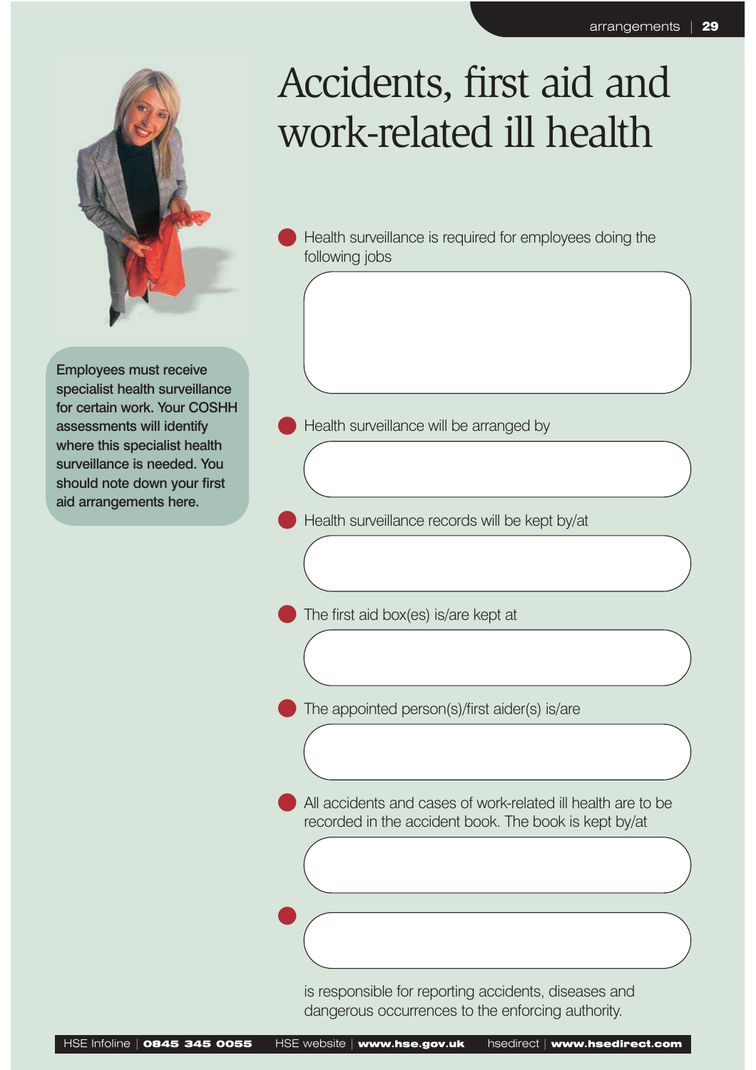# Accidents, first aid and work-related ill health

Employees must receive specialist health surveillance for certain work. Your COSHH assessments will identify where this specialist health surveillance is needed. You should note down your first aid arrangements here.

- Health surveillance is required for employees doing the following jobs

- Health surveillance will be arranged by

- Health surveillance records will be kept by/at

- The first aid box(es) is/are kept at

- The appointed person(s)/first aider(s) is/are

- All accidents and cases of work-related ill health are to be recorded in the accident book. The book is kept by/at

- 

is responsible for reporting accidents, diseases and dangerous occurrences to the enforcing authority.

HSE Infoline | **0845 345 0055** HSE website | **www.hse.gov.uk** hsedirect | **www.hsedirect.com**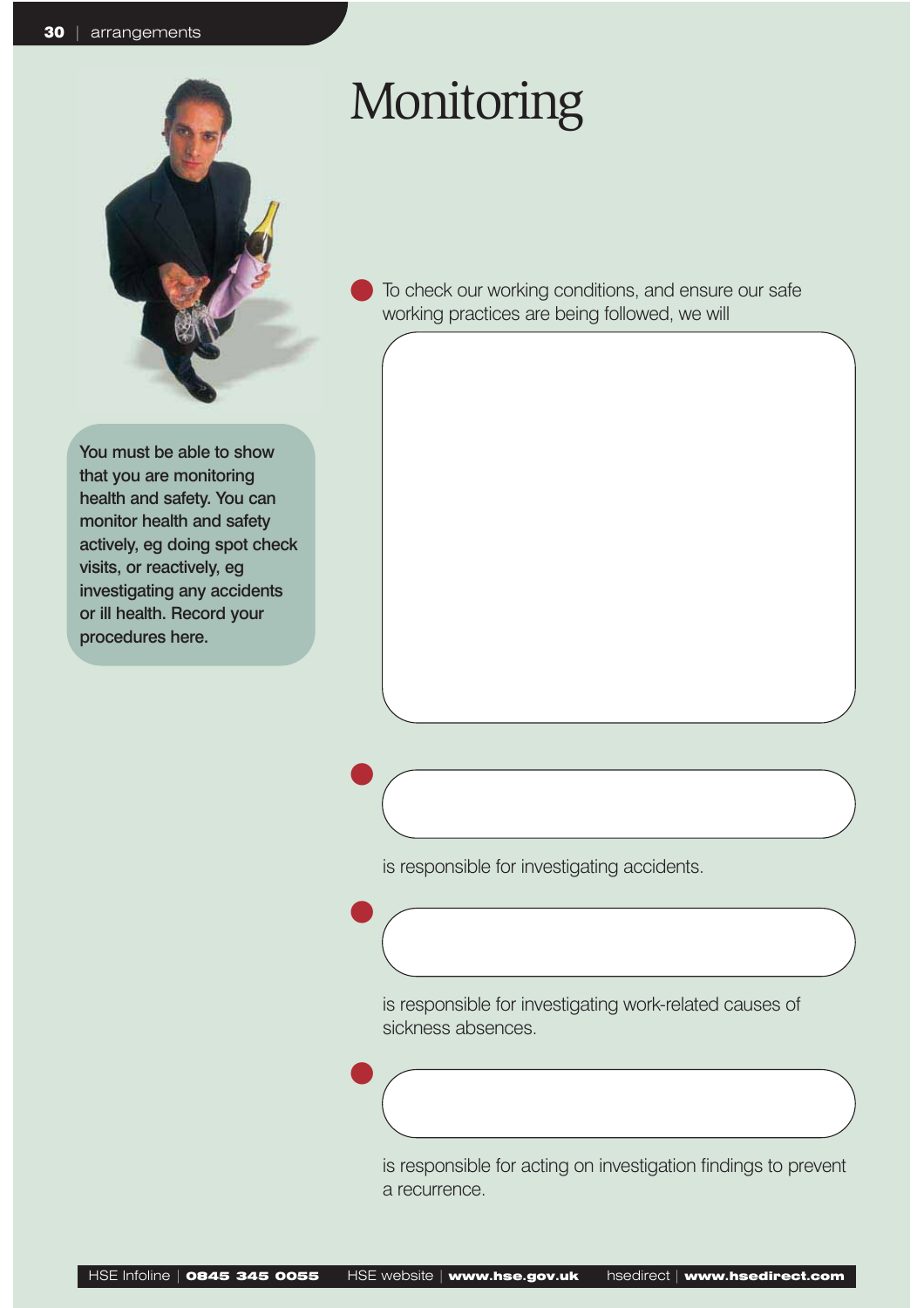# Monitoring

You must be able to show that you are monitoring health and safety. You can monitor health and safety actively, eg doing spot check visits, or reactively, eg investigating any accidents or ill health. Record your procedures here.

- To check our working conditions, and ensure our safe working practices are being followed, we will

- ______________________ is responsible for investigating accidents.

- ______________________ is responsible for investigating work-related causes of sickness absences.

- ______________________ is responsible for acting on investigation findings to prevent a recurrence.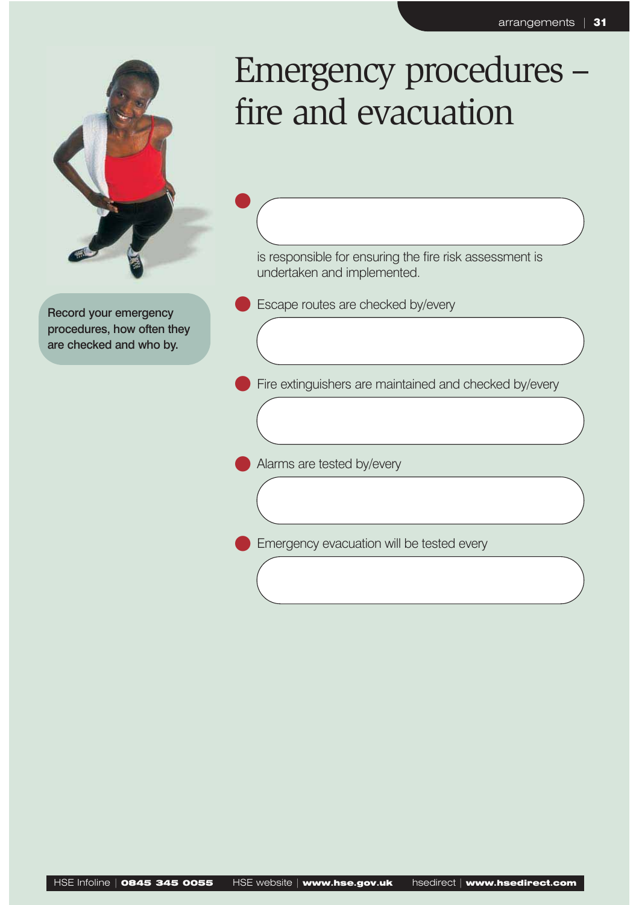# Emergency procedures – fire and evacuation

Record your emergency procedures, how often they are checked and who by.

- ______________________________ is responsible for ensuring the fire risk assessment is undertaken and implemented.
- Escape routes are checked by/every ______________________________
- Fire extinguishers are maintained and checked by/every ______________________________
- Alarms are tested by/every ______________________________
- Emergency evacuation will be tested every ______________________________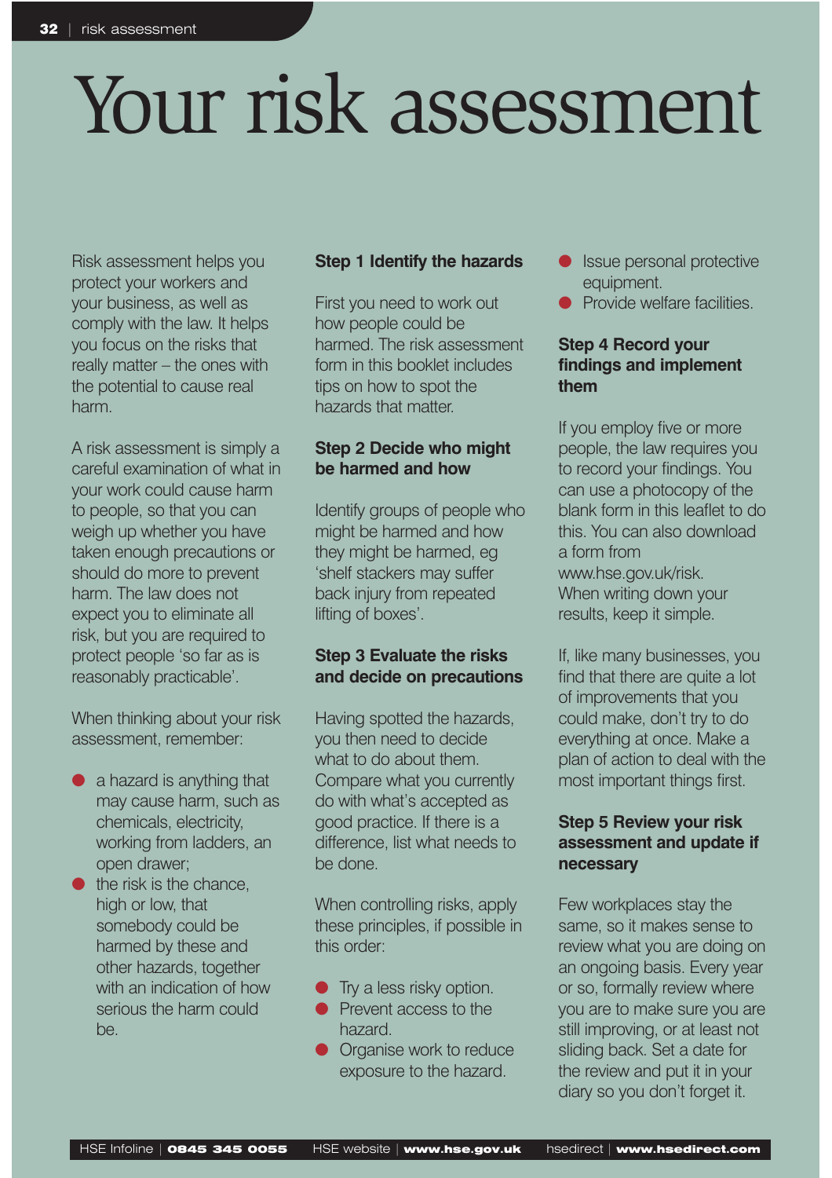# Your risk assessment

Risk assessment helps you protect your workers and your business, as well as comply with the law. It helps you focus on the risks that really matter – the ones with the potential to cause real harm.

A risk assessment is simply a careful examination of what in your work could cause harm to people, so that you can weigh up whether you have taken enough precautions or should do more to prevent harm. The law does not expect you to eliminate all risk, but you are required to protect people 'so far as is reasonably practicable'.

When thinking about your risk assessment, remember:

- a hazard is anything that may cause harm, such as chemicals, electricity, working from ladders, an open drawer;
- the risk is the chance, high or low, that somebody could be harmed by these and other hazards, together with an indication of how serious the harm could be.

### Step 1 Identify the hazards

First you need to work out how people could be harmed. The risk assessment form in this booklet includes tips on how to spot the hazards that matter.

### Step 2 Decide who might be harmed and how

Identify groups of people who might be harmed and how they might be harmed, eg 'shelf stackers may suffer back injury from repeated lifting of boxes'.

### Step 3 Evaluate the risks and decide on precautions

Having spotted the hazards, you then need to decide what to do about them. Compare what you currently do with what's accepted as good practice. If there is a difference, list what needs to be done.

When controlling risks, apply these principles, if possible in this order:

- Try a less risky option.
- Prevent access to the hazard.
- Organise work to reduce exposure to the hazard.
- Issue personal protective equipment.
- Provide welfare facilities.

### Step 4 Record your findings and implement them

If you employ five or more people, the law requires you to record your findings. You can use a photocopy of the blank form in this leaflet to do this. You can also download a form from www.hse.gov.uk/risk. When writing down your results, keep it simple.

If, like many businesses, you find that there are quite a lot of improvements that you could make, don't try to do everything at once. Make a plan of action to deal with the most important things first.

### Step 5 Review your risk assessment and update if necessary

Few workplaces stay the same, so it makes sense to review what you are doing on an ongoing basis. Every year or so, formally review where you are to make sure you are still improving, or at least not sliding back. Set a date for the review and put it in your diary so you don't forget it.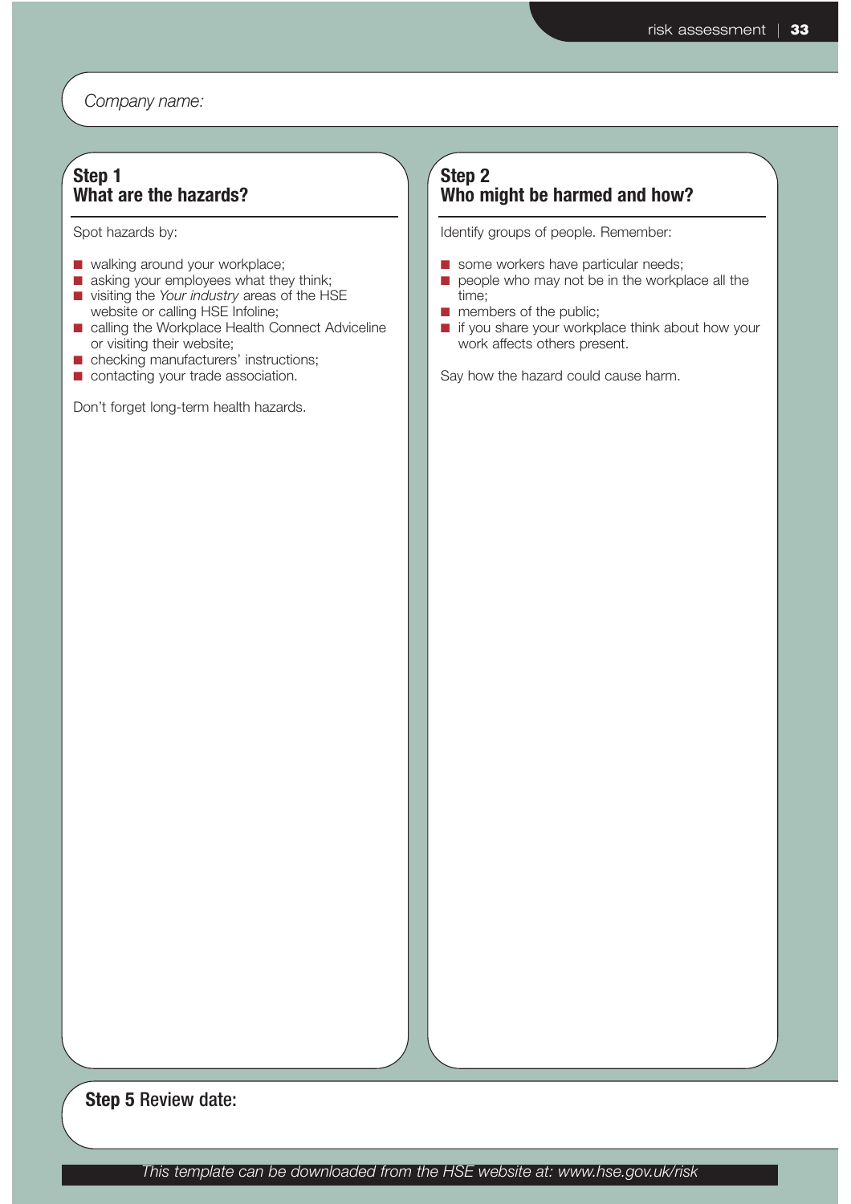*Company name:*

## Step 1
## What are the hazards?

Spot hazards by:

- walking around your workplace;
- asking your employees what they think;
- visiting the *Your industry* areas of the HSE website or calling HSE Infoline;
- calling the Workplace Health Connect Adviceline or visiting their website;
- checking manufacturers' instructions;
- contacting your trade association.

Don't forget long-term health hazards.

## Step 2
## Who might be harmed and how?

Identify groups of people. Remember:

- some workers have particular needs;
- people who may not be in the workplace all the time;
- members of the public;
- if you share your workplace think about how your work affects others present.

Say how the hazard could cause harm.

**Step 5** Review date:

*This template can be downloaded from the HSE website at: www.hse.gov.uk/risk*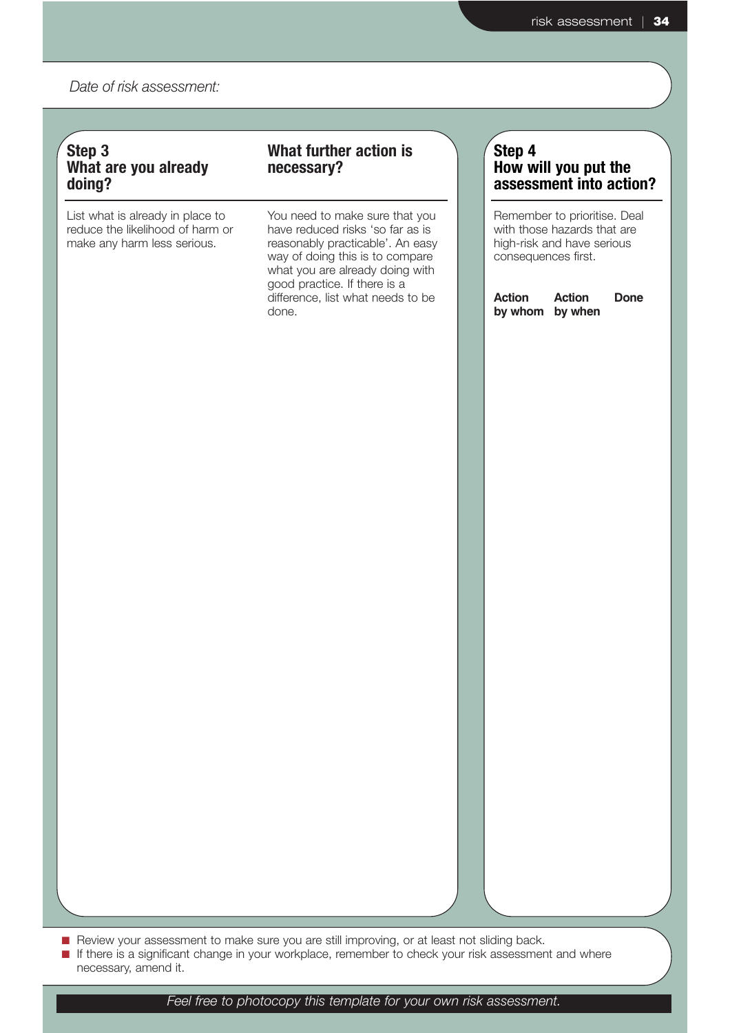*Date of risk assessment:*

| Step 3<br>What are you already doing? | What further action is necessary? | Step 4<br>How will you put the assessment into action? | | |
|---|---|---|---|---|
| List what is already in place to reduce the likelihood of harm or make any harm less serious. | You need to make sure that you have reduced risks 'so far as is reasonably practicable'. An easy way of doing this is to compare what you are already doing with good practice. If there is a difference, list what needs to be done. | Remember to prioritise. Deal with those hazards that are high-risk and have serious consequences first. | | |
| | | **Action by whom** | **Action by when** | **Done** |

- Review your assessment to make sure you are still improving, or at least not sliding back.
- If there is a significant change in your workplace, remember to check your risk assessment and where necessary, amend it.

*Feel free to photocopy this template for your own risk assessment.*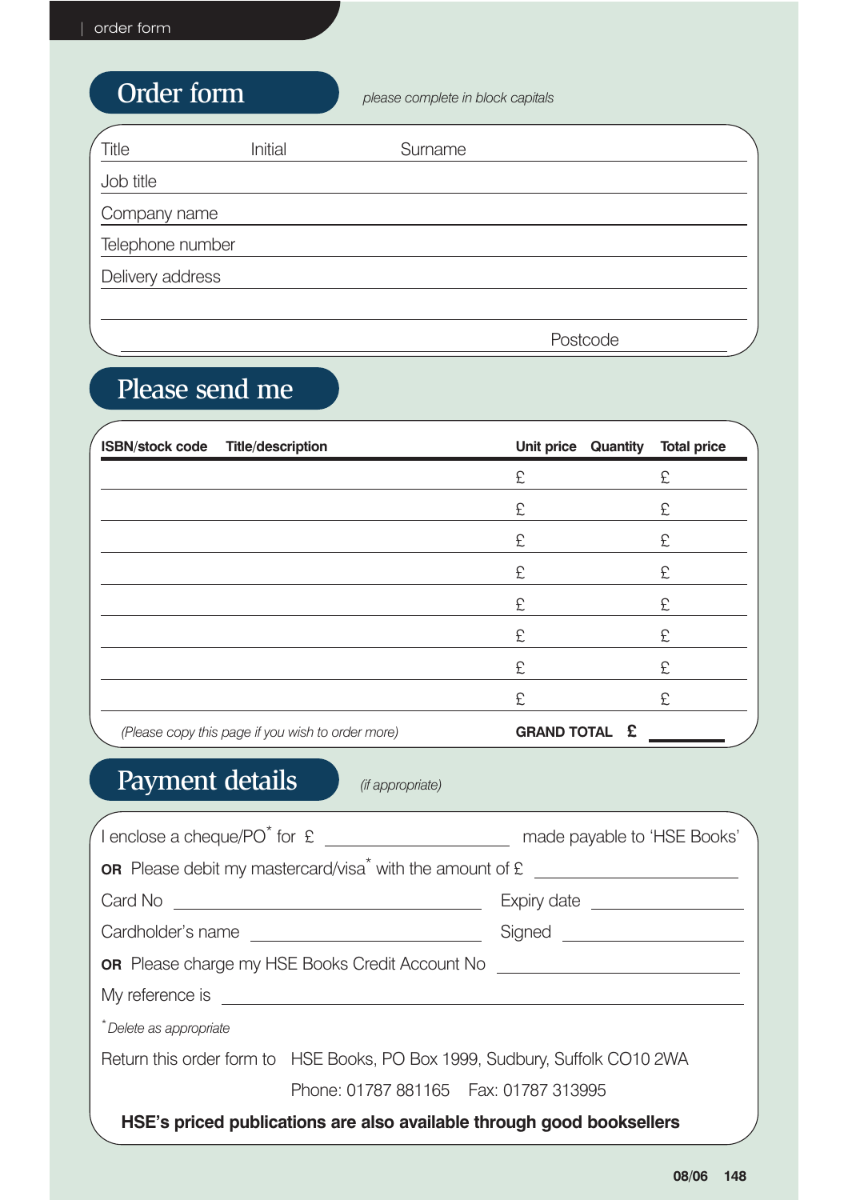## Order form

*please complete in block capitals*

Title          Initial          Surname

Job title

Company name

Telephone number

Delivery address

Postcode

## Please send me

| ISBN/stock code | Title/description | Unit price | Quantity | Total price |
|---|---|---|---|---|
| | | £ | | £ |
| | | £ | | £ |
| | | £ | | £ |
| | | £ | | £ |
| | | £ | | £ |
| | | £ | | £ |
| | | £ | | £ |
| | | £ | | £ |

*(Please copy this page if you wish to order more)*          **GRAND TOTAL £** ________

## Payment details

*(if appropriate)*

I enclose a cheque/PO* for £ ____________ made payable to 'HSE Books'

**OR** Please debit my mastercard/visa* with the amount of £ ____________

Card No ____________ Expiry date ____________

Cardholder's name ____________ Signed ____________

**OR** Please charge my HSE Books Credit Account No ____________

My reference is ____________

*\* Delete as appropriate*

Return this order form to HSE Books, PO Box 1999, Sudbury, Suffolk CO10 2WA

Phone: 01787 881165 Fax: 01787 313995

**HSE's priced publications are also available through good booksellers**

**08/06**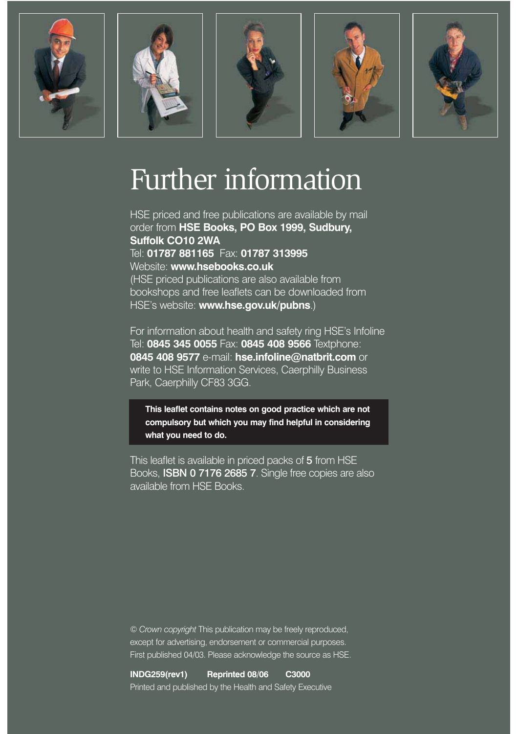# Further information

HSE priced and free publications are available by mail order from **HSE Books, PO Box 1999, Sudbury, Suffolk CO10 2WA**
Tel: **01787 881165** Fax: **01787 313995**
Website: **www.hsebooks.co.uk**
(HSE priced publications are also available from bookshops and free leaflets can be downloaded from HSE's website: **www.hse.gov.uk/pubns**.)

For information about health and safety ring HSE's Infoline Tel: **0845 345 0055** Fax: **0845 408 9566** Textphone: **0845 408 9577** e-mail: **hse.infoline@natbrit.com** or write to HSE Information Services, Caerphilly Business Park, Caerphilly CF83 3GG.

**This leaflet contains notes on good practice which are not compulsory but which you may find helpful in considering what you need to do.**

This leaflet is available in priced packs of **5** from HSE Books, **ISBN 0 7176 2685 7**. Single free copies are also available from HSE Books.

© *Crown copyright* This publication may be freely reproduced, except for advertising, endorsement or commercial purposes. First published 04/03. Please acknowledge the source as HSE.

**INDG259(rev1)** **Reprinted 08/06** **C3000**
Printed and published by the Health and Safety Executive